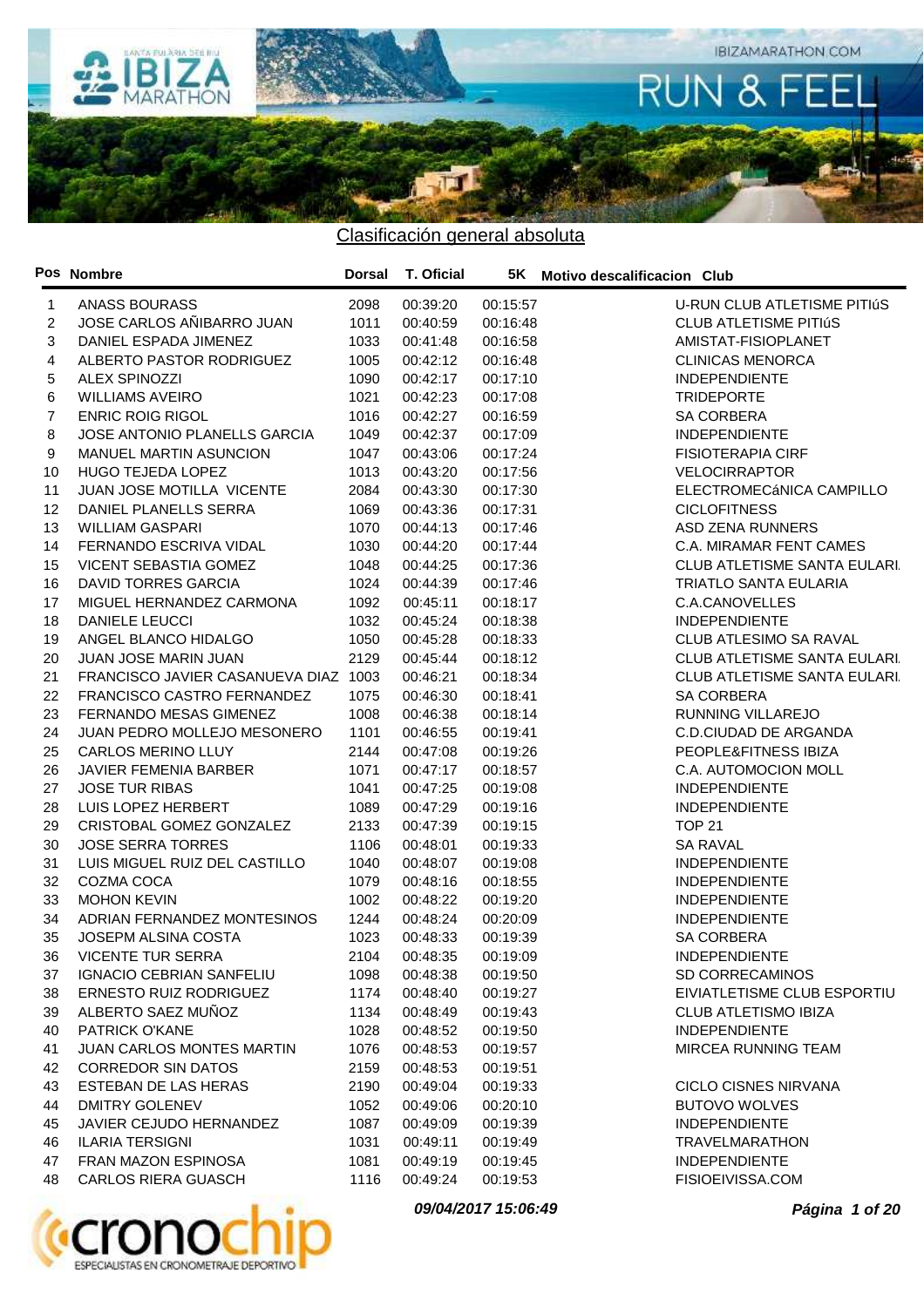## Clasificación general absoluta

| Pos | Nombre | Dorsal | T. Oficial | 5K | Motivo descalificacion | Club |
|---|---|---|---|---|---|---|
| 1 | ANASS BOURASS | 2098 | 00:39:20 | 00:15:57 | | U-RUN CLUB ATLETISME PITIúS |
| 2 | JOSE CARLOS AÑIBARRO JUAN | 1011 | 00:40:59 | 00:16:48 | | CLUB ATLETISME PITIúS |
| 3 | DANIEL ESPADA JIMENEZ | 1033 | 00:41:48 | 00:16:58 | | AMISTAT-FISIOPLANET |
| 4 | ALBERTO PASTOR RODRIGUEZ | 1005 | 00:42:12 | 00:16:48 | | CLINICAS MENORCA |
| 5 | ALEX SPINOZZI | 1090 | 00:42:17 | 00:17:10 | | INDEPENDIENTE |
| 6 | WILLIAMS AVEIRO | 1021 | 00:42:23 | 00:17:08 | | TRIDEPORTE |
| 7 | ENRIC ROIG RIGOL | 1016 | 00:42:27 | 00:16:59 | | SA CORBERA |
| 8 | JOSE ANTONIO PLANELLS GARCIA | 1049 | 00:42:37 | 00:17:09 | | INDEPENDIENTE |
| 9 | MANUEL MARTIN ASUNCION | 1047 | 00:43:06 | 00:17:24 | | FISIOTERAPIA CIRF |
| 10 | HUGO TEJEDA LOPEZ | 1013 | 00:43:20 | 00:17:56 | | VELOCIRRAPTOR |
| 11 | JUAN JOSE MOTILLA VICENTE | 2084 | 00:43:30 | 00:17:30 | | ELECTROMECáNICA CAMPILLO |
| 12 | DANIEL PLANELLS SERRA | 1069 | 00:43:36 | 00:17:31 | | CICLOFITNESS |
| 13 | WILLIAM GASPARI | 1070 | 00:44:13 | 00:17:46 | | ASD ZENA RUNNERS |
| 14 | FERNANDO ESCRIVA VIDAL | 1030 | 00:44:20 | 00:17:44 | | C.A. MIRAMAR FENT CAMES |
| 15 | VICENT SEBASTIA GOMEZ | 1048 | 00:44:25 | 00:17:36 | | CLUB ATLETISME SANTA EULARI. |
| 16 | DAVID TORRES GARCIA | 1024 | 00:44:39 | 00:17:46 | | TRIATLO SANTA EULARIA |
| 17 | MIGUEL HERNANDEZ CARMONA | 1092 | 00:45:11 | 00:18:17 | | C.A.CANOVELLES |
| 18 | DANIELE LEUCCI | 1032 | 00:45:24 | 00:18:38 | | INDEPENDIENTE |
| 19 | ANGEL BLANCO HIDALGO | 1050 | 00:45:28 | 00:18:33 | | CLUB ATLESIMO SA RAVAL |
| 20 | JUAN JOSE MARIN JUAN | 2129 | 00:45:44 | 00:18:12 | | CLUB ATLETISME SANTA EULARI. |
| 21 | FRANCISCO JAVIER CASANUEVA DIAZ | 1003 | 00:46:21 | 00:18:34 | | CLUB ATLETISME SANTA EULARI. |
| 22 | FRANCISCO CASTRO FERNANDEZ | 1075 | 00:46:30 | 00:18:41 | | SA CORBERA |
| 23 | FERNANDO MESAS GIMENEZ | 1008 | 00:46:38 | 00:18:14 | | RUNNING VILLAREJO |
| 24 | JUAN PEDRO MOLLEJO MESONERO | 1101 | 00:46:55 | 00:19:41 | | C.D.CIUDAD DE ARGANDA |
| 25 | CARLOS MERINO LLUY | 2144 | 00:47:08 | 00:19:26 | | PEOPLE&FITNESS IBIZA |
| 26 | JAVIER FEMENIA BARBER | 1071 | 00:47:17 | 00:18:57 | | C.A. AUTOMOCION MOLL |
| 27 | JOSE TUR RIBAS | 1041 | 00:47:25 | 00:19:08 | | INDEPENDIENTE |
| 28 | LUIS LOPEZ HERBERT | 1089 | 00:47:29 | 00:19:16 | | INDEPENDIENTE |
| 29 | CRISTOBAL GOMEZ GONZALEZ | 2133 | 00:47:39 | 00:19:15 | | TOP 21 |
| 30 | JOSE SERRA TORRES | 1106 | 00:48:01 | 00:19:33 | | SA RAVAL |
| 31 | LUIS MIGUEL RUIZ DEL CASTILLO | 1040 | 00:48:07 | 00:19:08 | | INDEPENDIENTE |
| 32 | COZMA COCA | 1079 | 00:48:16 | 00:18:55 | | INDEPENDIENTE |
| 33 | MOHON KEVIN | 1002 | 00:48:22 | 00:19:20 | | INDEPENDIENTE |
| 34 | ADRIAN FERNANDEZ MONTESINOS | 1244 | 00:48:24 | 00:20:09 | | INDEPENDIENTE |
| 35 | JOSEPM ALSINA COSTA | 1023 | 00:48:33 | 00:19:39 | | SA CORBERA |
| 36 | VICENTE TUR SERRA | 2104 | 00:48:35 | 00:19:09 | | INDEPENDIENTE |
| 37 | IGNACIO CEBRIAN SANFELIU | 1098 | 00:48:38 | 00:19:50 | | SD CORRECAMINOS |
| 38 | ERNESTO RUIZ RODRIGUEZ | 1174 | 00:48:40 | 00:19:27 | | EIVIATLETISME CLUB ESPORTIU |
| 39 | ALBERTO SAEZ MUÑOZ | 1134 | 00:48:49 | 00:19:43 | | CLUB ATLETISMO IBIZA |
| 40 | PATRICK O'KANE | 1028 | 00:48:52 | 00:19:50 | | INDEPENDIENTE |
| 41 | JUAN CARLOS MONTES MARTIN | 1076 | 00:48:53 | 00:19:57 | | MIRCEA RUNNING TEAM |
| 42 | CORREDOR SIN DATOS | 2159 | 00:48:53 | 00:19:51 | | |
| 43 | ESTEBAN DE LAS HERAS | 2190 | 00:49:04 | 00:19:33 | | CICLO CISNES NIRVANA |
| 44 | DMITRY GOLENEV | 1052 | 00:49:06 | 00:20:10 | | BUTOVO WOLVES |
| 45 | JAVIER CEJUDO HERNANDEZ | 1087 | 00:49:09 | 00:19:39 | | INDEPENDIENTE |
| 46 | ILARIA TERSIGNI | 1031 | 00:49:11 | 00:19:49 | | TRAVELMARATHON |
| 47 | FRAN MAZON ESPINOSA | 1081 | 00:49:19 | 00:19:45 | | INDEPENDIENTE |
| 48 | CARLOS RIERA GUASCH | 1116 | 00:49:24 | 00:19:53 | | FISIOEIVISSA.COM |

*09/04/2017 15:06:49*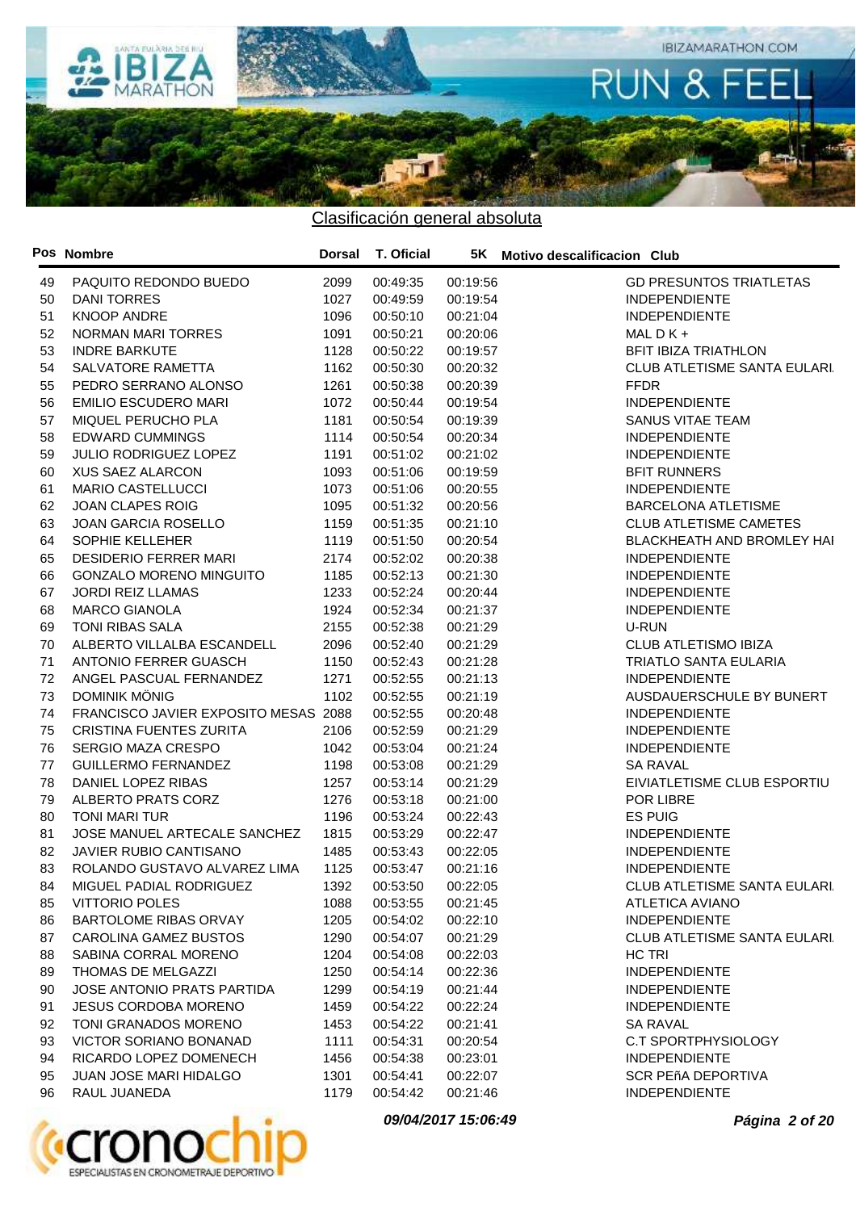## Clasificación general absoluta

| Pos | Nombre | Dorsal | T. Oficial | 5K | Motivo descalificacion | Club |
|---|---|---|---|---|---|---|
| 49 | PAQUITO REDONDO BUEDO | 2099 | 00:49:35 | 00:19:56 | | GD PRESUNTOS TRIATLETAS |
| 50 | DANI TORRES | 1027 | 00:49:59 | 00:19:54 | | INDEPENDIENTE |
| 51 | KNOOP ANDRE | 1096 | 00:50:10 | 00:21:04 | | INDEPENDIENTE |
| 52 | NORMAN MARI TORRES | 1091 | 00:50:21 | 00:20:06 | | MAL D K + |
| 53 | INDRE BARKUTE | 1128 | 00:50:22 | 00:19:57 | | BFIT IBIZA TRIATHLON |
| 54 | SALVATORE RAMETTA | 1162 | 00:50:30 | 00:20:32 | | CLUB ATLETISME SANTA EULARI. |
| 55 | PEDRO SERRANO ALONSO | 1261 | 00:50:38 | 00:20:39 | | FFDR |
| 56 | EMILIO ESCUDERO MARI | 1072 | 00:50:44 | 00:19:54 | | INDEPENDIENTE |
| 57 | MIQUEL PERUCHO PLA | 1181 | 00:50:54 | 00:19:39 | | SANUS VITAE TEAM |
| 58 | EDWARD CUMMINGS | 1114 | 00:50:54 | 00:20:34 | | INDEPENDIENTE |
| 59 | JULIO RODRIGUEZ LOPEZ | 1191 | 00:51:02 | 00:21:02 | | INDEPENDIENTE |
| 60 | XUS SAEZ ALARCON | 1093 | 00:51:06 | 00:19:59 | | BFIT RUNNERS |
| 61 | MARIO CASTELLUCCI | 1073 | 00:51:06 | 00:20:55 | | INDEPENDIENTE |
| 62 | JOAN CLAPES ROIG | 1095 | 00:51:32 | 00:20:56 | | BARCELONA ATLETISME |
| 63 | JOAN GARCIA ROSELLO | 1159 | 00:51:35 | 00:21:10 | | CLUB ATLETISME CAMETES |
| 64 | SOPHIE KELLEHER | 1119 | 00:51:50 | 00:20:54 | | BLACKHEATH AND BROMLEY HAI |
| 65 | DESIDERIO FERRER MARI | 2174 | 00:52:02 | 00:20:38 | | INDEPENDIENTE |
| 66 | GONZALO MORENO MINGUITO | 1185 | 00:52:13 | 00:21:30 | | INDEPENDIENTE |
| 67 | JORDI REIZ LLAMAS | 1233 | 00:52:24 | 00:20:44 | | INDEPENDIENTE |
| 68 | MARCO GIANOLA | 1924 | 00:52:34 | 00:21:37 | | INDEPENDIENTE |
| 69 | TONI RIBAS SALA | 2155 | 00:52:38 | 00:21:29 | | U-RUN |
| 70 | ALBERTO VILLALBA ESCANDELL | 2096 | 00:52:40 | 00:21:29 | | CLUB ATLETISMO IBIZA |
| 71 | ANTONIO FERRER GUASCH | 1150 | 00:52:43 | 00:21:28 | | TRIATLO SANTA EULARIA |
| 72 | ANGEL PASCUAL FERNANDEZ | 1271 | 00:52:55 | 00:21:13 | | INDEPENDIENTE |
| 73 | DOMINIK MÖNIG | 1102 | 00:52:55 | 00:21:19 | | AUSDAUERSCHULE BY BUNERT |
| 74 | FRANCISCO JAVIER EXPOSITO MESAS | 2088 | 00:52:55 | 00:20:48 | | INDEPENDIENTE |
| 75 | CRISTINA FUENTES ZURITA | 2106 | 00:52:59 | 00:21:29 | | INDEPENDIENTE |
| 76 | SERGIO MAZA CRESPO | 1042 | 00:53:04 | 00:21:24 | | INDEPENDIENTE |
| 77 | GUILLERMO FERNANDEZ | 1198 | 00:53:08 | 00:21:29 | | SA RAVAL |
| 78 | DANIEL LOPEZ RIBAS | 1257 | 00:53:14 | 00:21:29 | | EIVIATLETISME CLUB ESPORTIU |
| 79 | ALBERTO PRATS CORZ | 1276 | 00:53:18 | 00:21:00 | | POR LIBRE |
| 80 | TONI MARI TUR | 1196 | 00:53:24 | 00:22:43 | | ES PUIG |
| 81 | JOSE MANUEL ARTECALE SANCHEZ | 1815 | 00:53:29 | 00:22:47 | | INDEPENDIENTE |
| 82 | JAVIER RUBIO CANTISANO | 1485 | 00:53:43 | 00:22:05 | | INDEPENDIENTE |
| 83 | ROLANDO GUSTAVO ALVAREZ LIMA | 1125 | 00:53:47 | 00:21:16 | | INDEPENDIENTE |
| 84 | MIGUEL PADIAL RODRIGUEZ | 1392 | 00:53:50 | 00:22:05 | | CLUB ATLETISME SANTA EULARI. |
| 85 | VITTORIO POLES | 1088 | 00:53:55 | 00:21:45 | | ATLETICA AVIANO |
| 86 | BARTOLOME RIBAS ORVAY | 1205 | 00:54:02 | 00:22:10 | | INDEPENDIENTE |
| 87 | CAROLINA GAMEZ BUSTOS | 1290 | 00:54:07 | 00:21:29 | | CLUB ATLETISME SANTA EULARI. |
| 88 | SABINA CORRAL MORENO | 1204 | 00:54:08 | 00:22:03 | | HC TRI |
| 89 | THOMAS DE MELGAZZI | 1250 | 00:54:14 | 00:22:36 | | INDEPENDIENTE |
| 90 | JOSE ANTONIO PRATS PARTIDA | 1299 | 00:54:19 | 00:21:44 | | INDEPENDIENTE |
| 91 | JESUS CORDOBA MORENO | 1459 | 00:54:22 | 00:22:24 | | INDEPENDIENTE |
| 92 | TONI GRANADOS MORENO | 1453 | 00:54:22 | 00:21:41 | | SA RAVAL |
| 93 | VICTOR SORIANO BONANAD | 1111 | 00:54:31 | 00:20:54 | | C.T SPORTPHYSIOLOGY |
| 94 | RICARDO LOPEZ DOMENECH | 1456 | 00:54:38 | 00:23:01 | | INDEPENDIENTE |
| 95 | JUAN JOSE MARI HIDALGO | 1301 | 00:54:41 | 00:22:07 | | SCR PEñA DEPORTIVA |
| 96 | RAUL JUANEDA | 1179 | 00:54:42 | 00:21:46 | | INDEPENDIENTE |

*09/04/2017 15:06:49*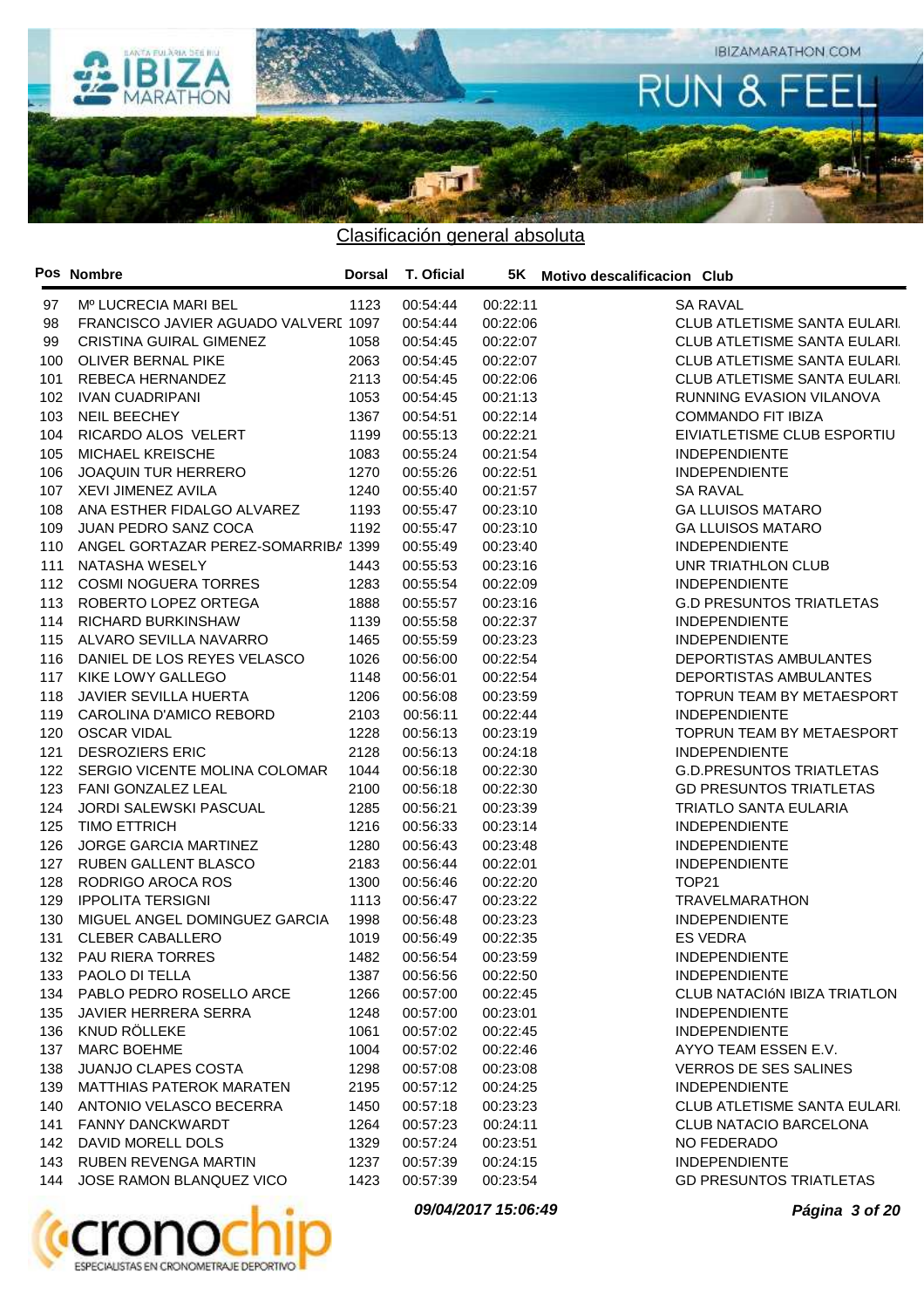## Clasificación general absoluta

| Pos | Nombre | Dorsal | T. Oficial | 5K | Motivo descalificacion | Club |
|---|---|---|---|---|---|---|
| 97 | Mº LUCRECIA MARI BEL | 1123 | 00:54:44 | 00:22:11 | | SA RAVAL |
| 98 | FRANCISCO JAVIER AGUADO VALVERI | 1097 | 00:54:44 | 00:22:06 | | CLUB ATLETISME SANTA EULARI |
| 99 | CRISTINA GUIRAL GIMENEZ | 1058 | 00:54:45 | 00:22:07 | | CLUB ATLETISME SANTA EULARI |
| 100 | OLIVER BERNAL PIKE | 2063 | 00:54:45 | 00:22:07 | | CLUB ATLETISME SANTA EULARI |
| 101 | REBECA HERNANDEZ | 2113 | 00:54:45 | 00:22:06 | | CLUB ATLETISME SANTA EULARI |
| 102 | IVAN CUADRIPANI | 1053 | 00:54:45 | 00:21:13 | | RUNNING EVASION VILANOVA |
| 103 | NEIL BEECHEY | 1367 | 00:54:51 | 00:22:14 | | COMMANDO FIT IBIZA |
| 104 | RICARDO ALOS VELERT | 1199 | 00:55:13 | 00:22:21 | | EIVIATLETISME CLUB ESPORTIU |
| 105 | MICHAEL KREISCHE | 1083 | 00:55:24 | 00:21:54 | | INDEPENDIENTE |
| 106 | JOAQUIN TUR HERRERO | 1270 | 00:55:26 | 00:22:51 | | INDEPENDIENTE |
| 107 | XEVI JIMENEZ AVILA | 1240 | 00:55:40 | 00:21:57 | | SA RAVAL |
| 108 | ANA ESTHER FIDALGO ALVAREZ | 1193 | 00:55:47 | 00:23:10 | | GA LLUISOS MATARO |
| 109 | JUAN PEDRO SANZ COCA | 1192 | 00:55:47 | 00:23:10 | | GA LLUISOS MATARO |
| 110 | ANGEL GORTAZAR PEREZ-SOMARRIBA | 1399 | 00:55:49 | 00:23:40 | | INDEPENDIENTE |
| 111 | NATASHA WESELY | 1443 | 00:55:53 | 00:23:16 | | UNR TRIATHLON CLUB |
| 112 | COSMI NOGUERA TORRES | 1283 | 00:55:54 | 00:22:09 | | INDEPENDIENTE |
| 113 | ROBERTO LOPEZ ORTEGA | 1888 | 00:55:57 | 00:23:16 | | G.D PRESUNTOS TRIATLETAS |
| 114 | RICHARD BURKINSHAW | 1139 | 00:55:58 | 00:22:37 | | INDEPENDIENTE |
| 115 | ALVARO SEVILLA NAVARRO | 1465 | 00:55:59 | 00:23:23 | | INDEPENDIENTE |
| 116 | DANIEL DE LOS REYES VELASCO | 1026 | 00:56:00 | 00:22:54 | | DEPORTISTAS AMBULANTES |
| 117 | KIKE LOWY GALLEGO | 1148 | 00:56:01 | 00:22:54 | | DEPORTISTAS AMBULANTES |
| 118 | JAVIER SEVILLA HUERTA | 1206 | 00:56:08 | 00:23:59 | | TOPRUN TEAM BY METAESPORT |
| 119 | CAROLINA D'AMICO REBORD | 2103 | 00:56:11 | 00:22:44 | | INDEPENDIENTE |
| 120 | OSCAR VIDAL | 1228 | 00:56:13 | 00:23:19 | | TOPRUN TEAM BY METAESPORT |
| 121 | DESROZIERS ERIC | 2128 | 00:56:13 | 00:24:18 | | INDEPENDIENTE |
| 122 | SERGIO VICENTE MOLINA COLOMAR | 1044 | 00:56:18 | 00:22:30 | | G.D.PRESUNTOS TRIATLETAS |
| 123 | FANI GONZALEZ LEAL | 2100 | 00:56:18 | 00:22:30 | | GD PRESUNTOS TRIATLETAS |
| 124 | JORDI SALEWSKI PASCUAL | 1285 | 00:56:21 | 00:23:39 | | TRIATLO SANTA EULARIA |
| 125 | TIMO ETTRICH | 1216 | 00:56:33 | 00:23:14 | | INDEPENDIENTE |
| 126 | JORGE GARCIA MARTINEZ | 1280 | 00:56:43 | 00:23:48 | | INDEPENDIENTE |
| 127 | RUBEN GALLENT BLASCO | 2183 | 00:56:44 | 00:22:01 | | INDEPENDIENTE |
| 128 | RODRIGO AROCA ROS | 1300 | 00:56:46 | 00:22:20 | | TOP21 |
| 129 | IPPOLITA TERSIGNI | 1113 | 00:56:47 | 00:23:22 | | TRAVELMARATHON |
| 130 | MIGUEL ANGEL DOMINGUEZ GARCIA | 1998 | 00:56:48 | 00:23:23 | | INDEPENDIENTE |
| 131 | CLEBER CABALLERO | 1019 | 00:56:49 | 00:22:35 | | ES VEDRA |
| 132 | PAU RIERA TORRES | 1482 | 00:56:54 | 00:23:59 | | INDEPENDIENTE |
| 133 | PAOLO DI TELLA | 1387 | 00:56:56 | 00:22:50 | | INDEPENDIENTE |
| 134 | PABLO PEDRO ROSELLO ARCE | 1266 | 00:57:00 | 00:22:45 | | CLUB NATACIóN IBIZA TRIATLON |
| 135 | JAVIER HERRERA SERRA | 1248 | 00:57:00 | 00:23:01 | | INDEPENDIENTE |
| 136 | KNUD RÖLLEKE | 1061 | 00:57:02 | 00:22:45 | | INDEPENDIENTE |
| 137 | MARC BOEHME | 1004 | 00:57:02 | 00:22:46 | | AYYO TEAM ESSEN E.V. |
| 138 | JUANJO CLAPES COSTA | 1298 | 00:57:08 | 00:23:08 | | VERROS DE SES SALINES |
| 139 | MATTHIAS PATEROK MARATEN | 2195 | 00:57:12 | 00:24:25 | | INDEPENDIENTE |
| 140 | ANTONIO VELASCO BECERRA | 1450 | 00:57:18 | 00:23:23 | | CLUB ATLETISME SANTA EULARI |
| 141 | FANNY DANCKWARDT | 1264 | 00:57:23 | 00:24:11 | | CLUB NATACIO BARCELONA |
| 142 | DAVID MORELL DOLS | 1329 | 00:57:24 | 00:23:51 | | NO FEDERADO |
| 143 | RUBEN REVENGA MARTIN | 1237 | 00:57:39 | 00:24:15 | | INDEPENDIENTE |
| 144 | JOSE RAMON BLANQUEZ VICO | 1423 | 00:57:39 | 00:23:54 | | GD PRESUNTOS TRIATLETAS |

*09/04/2017 15:06:49*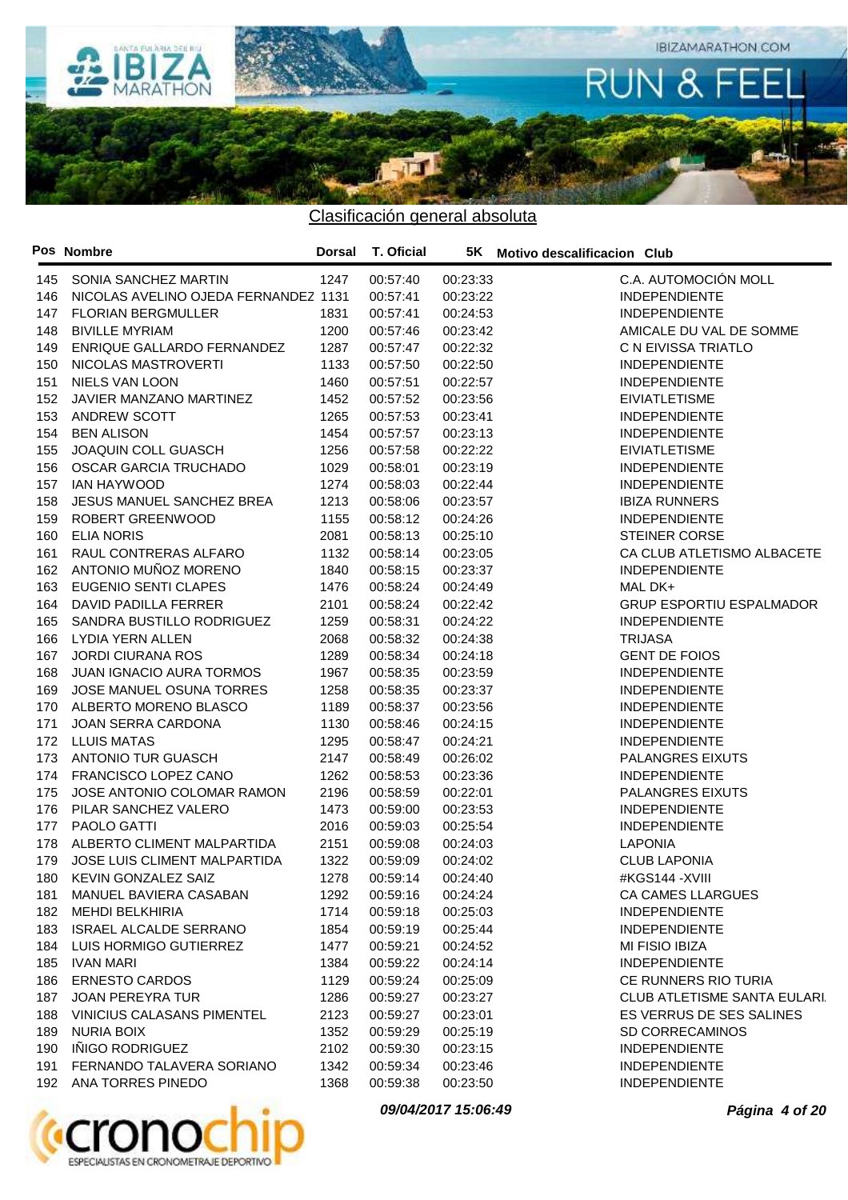## Clasificación general absoluta

| Pos | Nombre | Dorsal | T. Oficial | 5K | Motivo descalificacion | Club |
|---|---|---|---|---|---|---|
| 145 | SONIA SANCHEZ MARTIN | 1247 | 00:57:40 | 00:23:33 | | C.A. AUTOMOCIÓN MOLL |
| 146 | NICOLAS AVELINO OJEDA FERNANDEZ | 1131 | 00:57:41 | 00:23:22 | | INDEPENDIENTE |
| 147 | FLORIAN BERGMULLER | 1831 | 00:57:41 | 00:24:53 | | INDEPENDIENTE |
| 148 | BIVILLE MYRIAM | 1200 | 00:57:46 | 00:23:42 | | AMICALE DU VAL DE SOMME |
| 149 | ENRIQUE GALLARDO FERNANDEZ | 1287 | 00:57:47 | 00:22:32 | | C N EIVISSA TRIATLO |
| 150 | NICOLAS MASTROVERTI | 1133 | 00:57:50 | 00:22:50 | | INDEPENDIENTE |
| 151 | NIELS VAN LOON | 1460 | 00:57:51 | 00:22:57 | | INDEPENDIENTE |
| 152 | JAVIER MANZANO MARTINEZ | 1452 | 00:57:52 | 00:23:56 | | EIVIATLETISME |
| 153 | ANDREW SCOTT | 1265 | 00:57:53 | 00:23:41 | | INDEPENDIENTE |
| 154 | BEN ALISON | 1454 | 00:57:57 | 00:23:13 | | INDEPENDIENTE |
| 155 | JOAQUIN COLL GUASCH | 1256 | 00:57:58 | 00:22:22 | | EIVIATLETISME |
| 156 | OSCAR GARCIA TRUCHADO | 1029 | 00:58:01 | 00:23:19 | | INDEPENDIENTE |
| 157 | IAN HAYWOOD | 1274 | 00:58:03 | 00:22:44 | | INDEPENDIENTE |
| 158 | JESUS MANUEL SANCHEZ BREA | 1213 | 00:58:06 | 00:23:57 | | IBIZA RUNNERS |
| 159 | ROBERT GREENWOOD | 1155 | 00:58:12 | 00:24:26 | | INDEPENDIENTE |
| 160 | ELIA NORIS | 2081 | 00:58:13 | 00:25:10 | | STEINER CORSE |
| 161 | RAUL CONTRERAS ALFARO | 1132 | 00:58:14 | 00:23:05 | | CA CLUB ATLETISMO ALBACETE |
| 162 | ANTONIO MUÑOZ MORENO | 1840 | 00:58:15 | 00:23:37 | | INDEPENDIENTE |
| 163 | EUGENIO SENTI CLAPES | 1476 | 00:58:24 | 00:24:49 | | MAL DK+ |
| 164 | DAVID PADILLA FERRER | 2101 | 00:58:24 | 00:22:42 | | GRUP ESPORTIU ESPALMADOR |
| 165 | SANDRA BUSTILLO RODRIGUEZ | 1259 | 00:58:31 | 00:24:22 | | INDEPENDIENTE |
| 166 | LYDIA YERN ALLEN | 2068 | 00:58:32 | 00:24:38 | | TRIJASA |
| 167 | JORDI CIURANA ROS | 1289 | 00:58:34 | 00:24:18 | | GENT DE FOIOS |
| 168 | JUAN IGNACIO AURA TORMOS | 1967 | 00:58:35 | 00:23:59 | | INDEPENDIENTE |
| 169 | JOSE MANUEL OSUNA TORRES | 1258 | 00:58:35 | 00:23:37 | | INDEPENDIENTE |
| 170 | ALBERTO MORENO BLASCO | 1189 | 00:58:37 | 00:23:56 | | INDEPENDIENTE |
| 171 | JOAN SERRA CARDONA | 1130 | 00:58:46 | 00:24:15 | | INDEPENDIENTE |
| 172 | LLUIS MATAS | 1295 | 00:58:47 | 00:24:21 | | INDEPENDIENTE |
| 173 | ANTONIO TUR GUASCH | 2147 | 00:58:49 | 00:26:02 | | PALANGRES EIXUTS |
| 174 | FRANCISCO LOPEZ CANO | 1262 | 00:58:53 | 00:23:36 | | INDEPENDIENTE |
| 175 | JOSE ANTONIO COLOMAR RAMON | 2196 | 00:58:59 | 00:22:01 | | PALANGRES EIXUTS |
| 176 | PILAR SANCHEZ VALERO | 1473 | 00:59:00 | 00:23:53 | | INDEPENDIENTE |
| 177 | PAOLO GATTI | 2016 | 00:59:03 | 00:25:54 | | INDEPENDIENTE |
| 178 | ALBERTO CLIMENT MALPARTIDA | 2151 | 00:59:08 | 00:24:03 | | LAPONIA |
| 179 | JOSE LUIS CLIMENT MALPARTIDA | 1322 | 00:59:09 | 00:24:02 | | CLUB LAPONIA |
| 180 | KEVIN GONZALEZ SAIZ | 1278 | 00:59:14 | 00:24:40 | | #KGS144 -XVIII |
| 181 | MANUEL BAVIERA CASABAN | 1292 | 00:59:16 | 00:24:24 | | CA CAMES LLARGUES |
| 182 | MEHDI BELKHIRIA | 1714 | 00:59:18 | 00:25:03 | | INDEPENDIENTE |
| 183 | ISRAEL ALCALDE SERRANO | 1854 | 00:59:19 | 00:25:44 | | INDEPENDIENTE |
| 184 | LUIS HORMIGO GUTIERREZ | 1477 | 00:59:21 | 00:24:52 | | MI FISIO IBIZA |
| 185 | IVAN MARI | 1384 | 00:59:22 | 00:24:14 | | INDEPENDIENTE |
| 186 | ERNESTO CARDOS | 1129 | 00:59:24 | 00:25:09 | | CE RUNNERS RIO TURIA |
| 187 | JOAN PEREYRA TUR | 1286 | 00:59:27 | 00:23:27 | | CLUB ATLETISME SANTA EULARI |
| 188 | VINICIUS CALASANS PIMENTEL | 2123 | 00:59:27 | 00:23:01 | | ES VERRUS DE SES SALINES |
| 189 | NURIA BOIX | 1352 | 00:59:29 | 00:25:19 | | SD CORRECAMINOS |
| 190 | IÑIGO RODRIGUEZ | 2102 | 00:59:30 | 00:23:15 | | INDEPENDIENTE |
| 191 | FERNANDO TALAVERA SORIANO | 1342 | 00:59:34 | 00:23:46 | | INDEPENDIENTE |
| 192 | ANA TORRES PINEDO | 1368 | 00:59:38 | 00:23:50 | | INDEPENDIENTE |

*09/04/2017 15:06:49*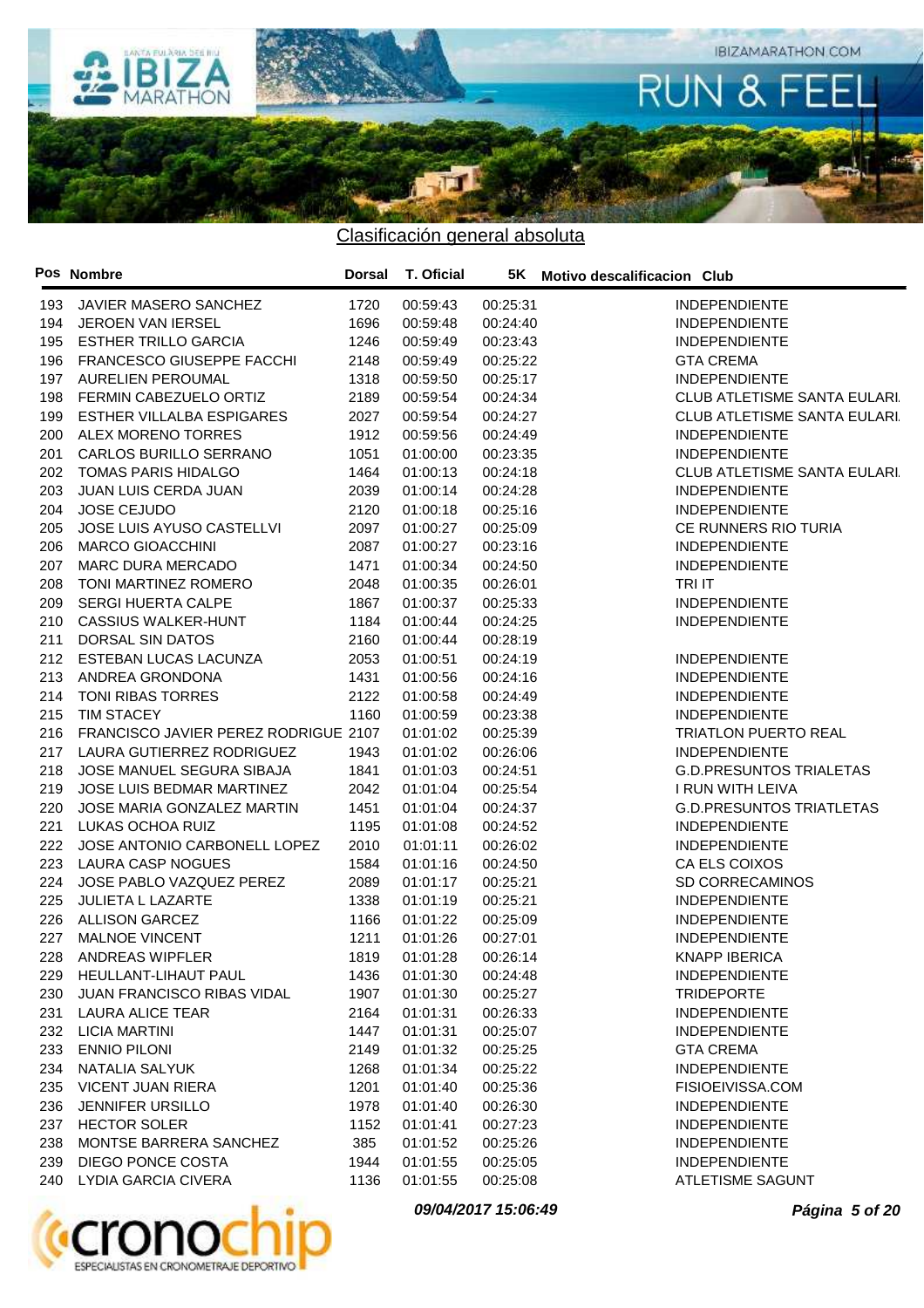## Clasificación general absoluta

| Pos | Nombre | Dorsal | T. Oficial | 5K | Motivo descalificacion | Club |
|---|---|---|---|---|---|---|
| 193 | JAVIER MASERO SANCHEZ | 1720 | 00:59:43 | 00:25:31 | | INDEPENDIENTE |
| 194 | JEROEN VAN IERSEL | 1696 | 00:59:48 | 00:24:40 | | INDEPENDIENTE |
| 195 | ESTHER TRILLO GARCIA | 1246 | 00:59:49 | 00:23:43 | | INDEPENDIENTE |
| 196 | FRANCESCO GIUSEPPE FACCHI | 2148 | 00:59:49 | 00:25:22 | | GTA CREMA |
| 197 | AURELIEN PEROUMAL | 1318 | 00:59:50 | 00:25:17 | | INDEPENDIENTE |
| 198 | FERMIN CABEZUELO ORTIZ | 2189 | 00:59:54 | 00:24:34 | | CLUB ATLETISME SANTA EULARI. |
| 199 | ESTHER VILLALBA ESPIGARES | 2027 | 00:59:54 | 00:24:27 | | CLUB ATLETISME SANTA EULARI. |
| 200 | ALEX MORENO TORRES | 1912 | 00:59:56 | 00:24:49 | | INDEPENDIENTE |
| 201 | CARLOS BURILLO SERRANO | 1051 | 01:00:00 | 00:23:35 | | INDEPENDIENTE |
| 202 | TOMAS PARIS HIDALGO | 1464 | 01:00:13 | 00:24:18 | | CLUB ATLETISME SANTA EULARI. |
| 203 | JUAN LUIS CERDA JUAN | 2039 | 01:00:14 | 00:24:28 | | INDEPENDIENTE |
| 204 | JOSE CEJUDO | 2120 | 01:00:18 | 00:25:16 | | INDEPENDIENTE |
| 205 | JOSE LUIS AYUSO CASTELLVI | 2097 | 01:00:27 | 00:25:09 | | CE RUNNERS RIO TURIA |
| 206 | MARCO GIOACCHINI | 2087 | 01:00:27 | 00:23:16 | | INDEPENDIENTE |
| 207 | MARC DURA MERCADO | 1471 | 01:00:34 | 00:24:50 | | INDEPENDIENTE |
| 208 | TONI MARTINEZ ROMERO | 2048 | 01:00:35 | 00:26:01 | | TRI IT |
| 209 | SERGI HUERTA CALPE | 1867 | 01:00:37 | 00:25:33 | | INDEPENDIENTE |
| 210 | CASSIUS WALKER-HUNT | 1184 | 01:00:44 | 00:24:25 | | INDEPENDIENTE |
| 211 | DORSAL SIN DATOS | 2160 | 01:00:44 | 00:28:19 | | |
| 212 | ESTEBAN LUCAS LACUNZA | 2053 | 01:00:51 | 00:24:19 | | INDEPENDIENTE |
| 213 | ANDREA GRONDONA | 1431 | 01:00:56 | 00:24:16 | | INDEPENDIENTE |
| 214 | TONI RIBAS TORRES | 2122 | 01:00:58 | 00:24:49 | | INDEPENDIENTE |
| 215 | TIM STACEY | 1160 | 01:00:59 | 00:23:38 | | INDEPENDIENTE |
| 216 | FRANCISCO JAVIER PEREZ RODRIGUE | 2107 | 01:01:02 | 00:25:39 | | TRIATLON PUERTO REAL |
| 217 | LAURA GUTIERREZ RODRIGUEZ | 1943 | 01:01:02 | 00:26:06 | | INDEPENDIENTE |
| 218 | JOSE MANUEL SEGURA SIBAJA | 1841 | 01:01:03 | 00:24:51 | | G.D.PRESUNTOS TRIALETAS |
| 219 | JOSE LUIS BEDMAR MARTINEZ | 2042 | 01:01:04 | 00:25:54 | | I RUN WITH LEIVA |
| 220 | JOSE MARIA GONZALEZ MARTIN | 1451 | 01:01:04 | 00:24:37 | | G.D.PRESUNTOS TRIATLETAS |
| 221 | LUKAS OCHOA RUIZ | 1195 | 01:01:08 | 00:24:52 | | INDEPENDIENTE |
| 222 | JOSE ANTONIO CARBONELL LOPEZ | 2010 | 01:01:11 | 00:26:02 | | INDEPENDIENTE |
| 223 | LAURA CASP NOGUES | 1584 | 01:01:16 | 00:24:50 | | CA ELS COIXOS |
| 224 | JOSE PABLO VAZQUEZ PEREZ | 2089 | 01:01:17 | 00:25:21 | | SD CORRECAMINOS |
| 225 | JULIETA L LAZARTE | 1338 | 01:01:19 | 00:25:21 | | INDEPENDIENTE |
| 226 | ALLISON GARCEZ | 1166 | 01:01:22 | 00:25:09 | | INDEPENDIENTE |
| 227 | MALNOE VINCENT | 1211 | 01:01:26 | 00:27:01 | | INDEPENDIENTE |
| 228 | ANDREAS WIPFLER | 1819 | 01:01:28 | 00:26:14 | | KNAPP IBERICA |
| 229 | HEULLANT-LIHAUT PAUL | 1436 | 01:01:30 | 00:24:48 | | INDEPENDIENTE |
| 230 | JUAN FRANCISCO RIBAS VIDAL | 1907 | 01:01:30 | 00:25:27 | | TRIDEPORTE |
| 231 | LAURA ALICE TEAR | 2164 | 01:01:31 | 00:26:33 | | INDEPENDIENTE |
| 232 | LICIA MARTINI | 1447 | 01:01:31 | 00:25:07 | | INDEPENDIENTE |
| 233 | ENNIO PILONI | 2149 | 01:01:32 | 00:25:25 | | GTA CREMA |
| 234 | NATALIA SALYUK | 1268 | 01:01:34 | 00:25:22 | | INDEPENDIENTE |
| 235 | VICENT JUAN RIERA | 1201 | 01:01:40 | 00:25:36 | | FISIOEIVISSA.COM |
| 236 | JENNIFER URSILLO | 1978 | 01:01:40 | 00:26:30 | | INDEPENDIENTE |
| 237 | HECTOR SOLER | 1152 | 01:01:41 | 00:27:23 | | INDEPENDIENTE |
| 238 | MONTSE BARRERA SANCHEZ | 385 | 01:01:52 | 00:25:26 | | INDEPENDIENTE |
| 239 | DIEGO PONCE COSTA | 1944 | 01:01:55 | 00:25:05 | | INDEPENDIENTE |
| 240 | LYDIA GARCIA CIVERA | 1136 | 01:01:55 | 00:25:08 | | ATLETISME SAGUNT |

*09/04/2017 15:06:49*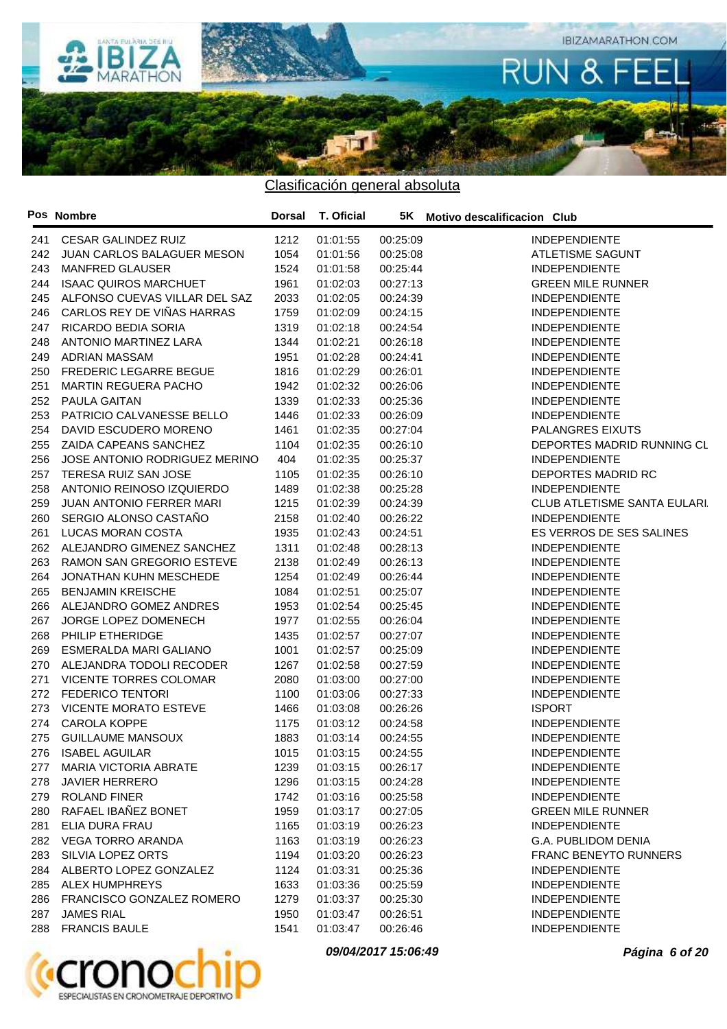## Clasificación general absoluta

| Pos | Nombre | Dorsal | T. Oficial | 5K | Motivo descalificacion | Club |
|---|---|---|---|---|---|---|
| 241 | CESAR GALINDEZ RUIZ | 1212 | 01:01:55 | 00:25:09 | | INDEPENDIENTE |
| 242 | JUAN CARLOS BALAGUER MESON | 1054 | 01:01:56 | 00:25:08 | | ATLETISME SAGUNT |
| 243 | MANFRED GLAUSER | 1524 | 01:01:58 | 00:25:44 | | INDEPENDIENTE |
| 244 | ISAAC QUIROS MARCHUET | 1961 | 01:02:03 | 00:27:13 | | GREEN MILE RUNNER |
| 245 | ALFONSO CUEVAS VILLAR DEL SAZ | 2033 | 01:02:05 | 00:24:39 | | INDEPENDIENTE |
| 246 | CARLOS REY DE VIÑAS HARRAS | 1759 | 01:02:09 | 00:24:15 | | INDEPENDIENTE |
| 247 | RICARDO BEDIA SORIA | 1319 | 01:02:18 | 00:24:54 | | INDEPENDIENTE |
| 248 | ANTONIO MARTINEZ LARA | 1344 | 01:02:21 | 00:26:18 | | INDEPENDIENTE |
| 249 | ADRIAN MASSAM | 1951 | 01:02:28 | 00:24:41 | | INDEPENDIENTE |
| 250 | FREDERIC LEGARRE BEGUE | 1816 | 01:02:29 | 00:26:01 | | INDEPENDIENTE |
| 251 | MARTIN REGUERA PACHO | 1942 | 01:02:32 | 00:26:06 | | INDEPENDIENTE |
| 252 | PAULA GAITAN | 1339 | 01:02:33 | 00:25:36 | | INDEPENDIENTE |
| 253 | PATRICIO CALVANESSE BELLO | 1446 | 01:02:33 | 00:26:09 | | INDEPENDIENTE |
| 254 | DAVID ESCUDERO MORENO | 1461 | 01:02:35 | 00:27:04 | | PALANGRES EIXUTS |
| 255 | ZAIDA CAPEANS SANCHEZ | 1104 | 01:02:35 | 00:26:10 | | DEPORTES MADRID RUNNING CL |
| 256 | JOSE ANTONIO RODRIGUEZ MERINO | 404 | 01:02:35 | 00:25:37 | | INDEPENDIENTE |
| 257 | TERESA RUIZ SAN JOSE | 1105 | 01:02:35 | 00:26:10 | | DEPORTES MADRID RC |
| 258 | ANTONIO REINOSO IZQUIERDO | 1489 | 01:02:38 | 00:25:28 | | INDEPENDIENTE |
| 259 | JUAN ANTONIO FERRER MARI | 1215 | 01:02:39 | 00:24:39 | | CLUB ATLETISME SANTA EULARI |
| 260 | SERGIO ALONSO CASTAÑO | 2158 | 01:02:40 | 00:26:22 | | INDEPENDIENTE |
| 261 | LUCAS MORAN COSTA | 1935 | 01:02:43 | 00:24:51 | | ES VERROS DE SES SALINES |
| 262 | ALEJANDRO GIMENEZ SANCHEZ | 1311 | 01:02:48 | 00:28:13 | | INDEPENDIENTE |
| 263 | RAMON SAN GREGORIO ESTEVE | 2138 | 01:02:49 | 00:26:13 | | INDEPENDIENTE |
| 264 | JONATHAN KUHN MESCHEDE | 1254 | 01:02:49 | 00:26:44 | | INDEPENDIENTE |
| 265 | BENJAMIN KREISCHE | 1084 | 01:02:51 | 00:25:07 | | INDEPENDIENTE |
| 266 | ALEJANDRO GOMEZ ANDRES | 1953 | 01:02:54 | 00:25:45 | | INDEPENDIENTE |
| 267 | JORGE LOPEZ DOMENECH | 1977 | 01:02:55 | 00:26:04 | | INDEPENDIENTE |
| 268 | PHILIP ETHERIDGE | 1435 | 01:02:57 | 00:27:07 | | INDEPENDIENTE |
| 269 | ESMERALDA MARI GALIANO | 1001 | 01:02:57 | 00:25:09 | | INDEPENDIENTE |
| 270 | ALEJANDRA TODOLI RECODER | 1267 | 01:02:58 | 00:27:59 | | INDEPENDIENTE |
| 271 | VICENTE TORRES COLOMAR | 2080 | 01:03:00 | 00:27:00 | | INDEPENDIENTE |
| 272 | FEDERICO TENTORI | 1100 | 01:03:06 | 00:27:33 | | INDEPENDIENTE |
| 273 | VICENTE MORATO ESTEVE | 1466 | 01:03:08 | 00:26:26 | | ISPORT |
| 274 | CAROLA KOPPE | 1175 | 01:03:12 | 00:24:58 | | INDEPENDIENTE |
| 275 | GUILLAUME MANSOUX | 1883 | 01:03:14 | 00:24:55 | | INDEPENDIENTE |
| 276 | ISABEL AGUILAR | 1015 | 01:03:15 | 00:24:55 | | INDEPENDIENTE |
| 277 | MARIA VICTORIA ABRATE | 1239 | 01:03:15 | 00:26:17 | | INDEPENDIENTE |
| 278 | JAVIER HERRERO | 1296 | 01:03:15 | 00:24:28 | | INDEPENDIENTE |
| 279 | ROLAND FINER | 1742 | 01:03:16 | 00:25:58 | | INDEPENDIENTE |
| 280 | RAFAEL IBAÑEZ BONET | 1959 | 01:03:17 | 00:27:05 | | GREEN MILE RUNNER |
| 281 | ELIA DURA FRAU | 1165 | 01:03:19 | 00:26:23 | | INDEPENDIENTE |
| 282 | VEGA TORRO ARANDA | 1163 | 01:03:19 | 00:26:23 | | G.A. PUBLIDOM DENIA |
| 283 | SILVIA LOPEZ ORTS | 1194 | 01:03:20 | 00:26:23 | | FRANC BENEYTO RUNNERS |
| 284 | ALBERTO LOPEZ GONZALEZ | 1124 | 01:03:31 | 00:25:36 | | INDEPENDIENTE |
| 285 | ALEX HUMPHREYS | 1633 | 01:03:36 | 00:25:59 | | INDEPENDIENTE |
| 286 | FRANCISCO GONZALEZ ROMERO | 1279 | 01:03:37 | 00:25:30 | | INDEPENDIENTE |
| 287 | JAMES RIAL | 1950 | 01:03:47 | 00:26:51 | | INDEPENDIENTE |
| 288 | FRANCIS BAULE | 1541 | 01:03:47 | 00:26:46 | | INDEPENDIENTE |

*09/04/2017 15:06:49*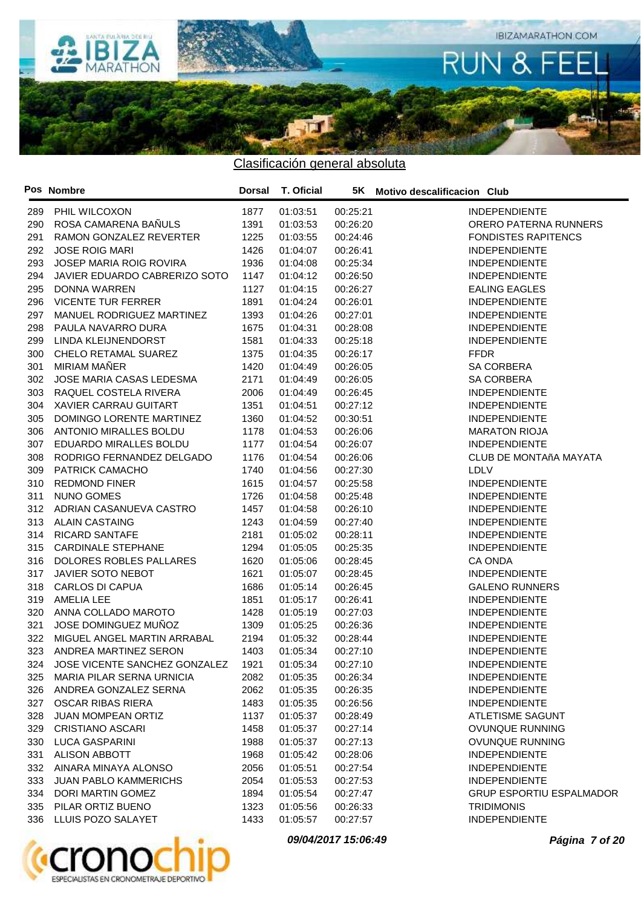## Clasificación general absoluta

| Pos | Nombre | Dorsal | T. Oficial | 5K | Motivo descalificacion | Club |
|---|---|---|---|---|---|---|
| 289 | PHIL WILCOXON | 1877 | 01:03:51 | 00:25:21 | | INDEPENDIENTE |
| 290 | ROSA CAMARENA BAÑULS | 1391 | 01:03:53 | 00:26:20 | | ORERO PATERNA RUNNERS |
| 291 | RAMON GONZALEZ REVERTER | 1225 | 01:03:55 | 00:24:46 | | FONDISTES RAPITENCS |
| 292 | JOSE ROIG MARI | 1426 | 01:04:07 | 00:26:41 | | INDEPENDIENTE |
| 293 | JOSEP MARIA ROIG ROVIRA | 1936 | 01:04:08 | 00:25:34 | | INDEPENDIENTE |
| 294 | JAVIER EDUARDO CABRERIZO SOTO | 1147 | 01:04:12 | 00:26:50 | | INDEPENDIENTE |
| 295 | DONNA WARREN | 1127 | 01:04:15 | 00:26:27 | | EALING EAGLES |
| 296 | VICENTE TUR FERRER | 1891 | 01:04:24 | 00:26:01 | | INDEPENDIENTE |
| 297 | MANUEL RODRIGUEZ MARTINEZ | 1393 | 01:04:26 | 00:27:01 | | INDEPENDIENTE |
| 298 | PAULA NAVARRO DURA | 1675 | 01:04:31 | 00:28:08 | | INDEPENDIENTE |
| 299 | LINDA KLEIJNENDORST | 1581 | 01:04:33 | 00:25:18 | | INDEPENDIENTE |
| 300 | CHELO RETAMAL SUAREZ | 1375 | 01:04:35 | 00:26:17 | | FFDR |
| 301 | MIRIAM MAÑER | 1420 | 01:04:49 | 00:26:05 | | SA CORBERA |
| 302 | JOSE MARIA CASAS LEDESMA | 2171 | 01:04:49 | 00:26:05 | | SA CORBERA |
| 303 | RAQUEL COSTELA RIVERA | 2006 | 01:04:49 | 00:26:45 | | INDEPENDIENTE |
| 304 | XAVIER CARRAU GUITART | 1351 | 01:04:51 | 00:27:12 | | INDEPENDIENTE |
| 305 | DOMINGO LORENTE MARTINEZ | 1360 | 01:04:52 | 00:30:51 | | INDEPENDIENTE |
| 306 | ANTONIO MIRALLES BOLDU | 1178 | 01:04:53 | 00:26:06 | | MARATON RIOJA |
| 307 | EDUARDO MIRALLES BOLDU | 1177 | 01:04:54 | 00:26:07 | | INDEPENDIENTE |
| 308 | RODRIGO FERNANDEZ DELGADO | 1176 | 01:04:54 | 00:26:06 | | CLUB DE MONTAñA MAYATA |
| 309 | PATRICK CAMACHO | 1740 | 01:04:56 | 00:27:30 | | LDLV |
| 310 | REDMOND FINER | 1615 | 01:04:57 | 00:25:58 | | INDEPENDIENTE |
| 311 | NUNO GOMES | 1726 | 01:04:58 | 00:25:48 | | INDEPENDIENTE |
| 312 | ADRIAN CASANUEVA CASTRO | 1457 | 01:04:58 | 00:26:10 | | INDEPENDIENTE |
| 313 | ALAIN CASTAING | 1243 | 01:04:59 | 00:27:40 | | INDEPENDIENTE |
| 314 | RICARD SANTAFE | 2181 | 01:05:02 | 00:28:11 | | INDEPENDIENTE |
| 315 | CARDINALE STEPHANE | 1294 | 01:05:05 | 00:25:35 | | INDEPENDIENTE |
| 316 | DOLORES ROBLES PALLARES | 1620 | 01:05:06 | 00:28:45 | | CA ONDA |
| 317 | JAVIER SOTO NEBOT | 1621 | 01:05:07 | 00:28:45 | | INDEPENDIENTE |
| 318 | CARLOS DI CAPUA | 1686 | 01:05:14 | 00:26:45 | | GALENO RUNNERS |
| 319 | AMELIA LEE | 1851 | 01:05:17 | 00:26:41 | | INDEPENDIENTE |
| 320 | ANNA COLLADO MAROTO | 1428 | 01:05:19 | 00:27:03 | | INDEPENDIENTE |
| 321 | JOSE DOMINGUEZ MUÑOZ | 1309 | 01:05:25 | 00:26:36 | | INDEPENDIENTE |
| 322 | MIGUEL ANGEL MARTIN ARRABAL | 2194 | 01:05:32 | 00:28:44 | | INDEPENDIENTE |
| 323 | ANDREA MARTINEZ SERON | 1403 | 01:05:34 | 00:27:10 | | INDEPENDIENTE |
| 324 | JOSE VICENTE SANCHEZ GONZALEZ | 1921 | 01:05:34 | 00:27:10 | | INDEPENDIENTE |
| 325 | MARIA PILAR SERNA URNICIA | 2082 | 01:05:35 | 00:26:34 | | INDEPENDIENTE |
| 326 | ANDREA GONZALEZ SERNA | 2062 | 01:05:35 | 00:26:35 | | INDEPENDIENTE |
| 327 | OSCAR RIBAS RIERA | 1483 | 01:05:35 | 00:26:56 | | INDEPENDIENTE |
| 328 | JUAN MOMPEAN ORTIZ | 1137 | 01:05:37 | 00:28:49 | | ATLETISME SAGUNT |
| 329 | CRISTIANO ASCARI | 1458 | 01:05:37 | 00:27:14 | | OVUNQUE RUNNING |
| 330 | LUCA GASPARINI | 1988 | 01:05:37 | 00:27:13 | | OVUNQUE RUNNING |
| 331 | ALISON ABBOTT | 1968 | 01:05:42 | 00:28:06 | | INDEPENDIENTE |
| 332 | AINARA MINAYA ALONSO | 2056 | 01:05:51 | 00:27:54 | | INDEPENDIENTE |
| 333 | JUAN PABLO KAMMERICHS | 2054 | 01:05:53 | 00:27:53 | | INDEPENDIENTE |
| 334 | DORI MARTIN GOMEZ | 1894 | 01:05:54 | 00:27:47 | | GRUP ESPORTIU ESPALMADOR |
| 335 | PILAR ORTIZ BUENO | 1323 | 01:05:56 | 00:26:33 | | TRIDIMONIS |
| 336 | LLUIS POZO SALAYET | 1433 | 01:05:57 | 00:27:57 | | INDEPENDIENTE |

***09/04/2017 15:06:49***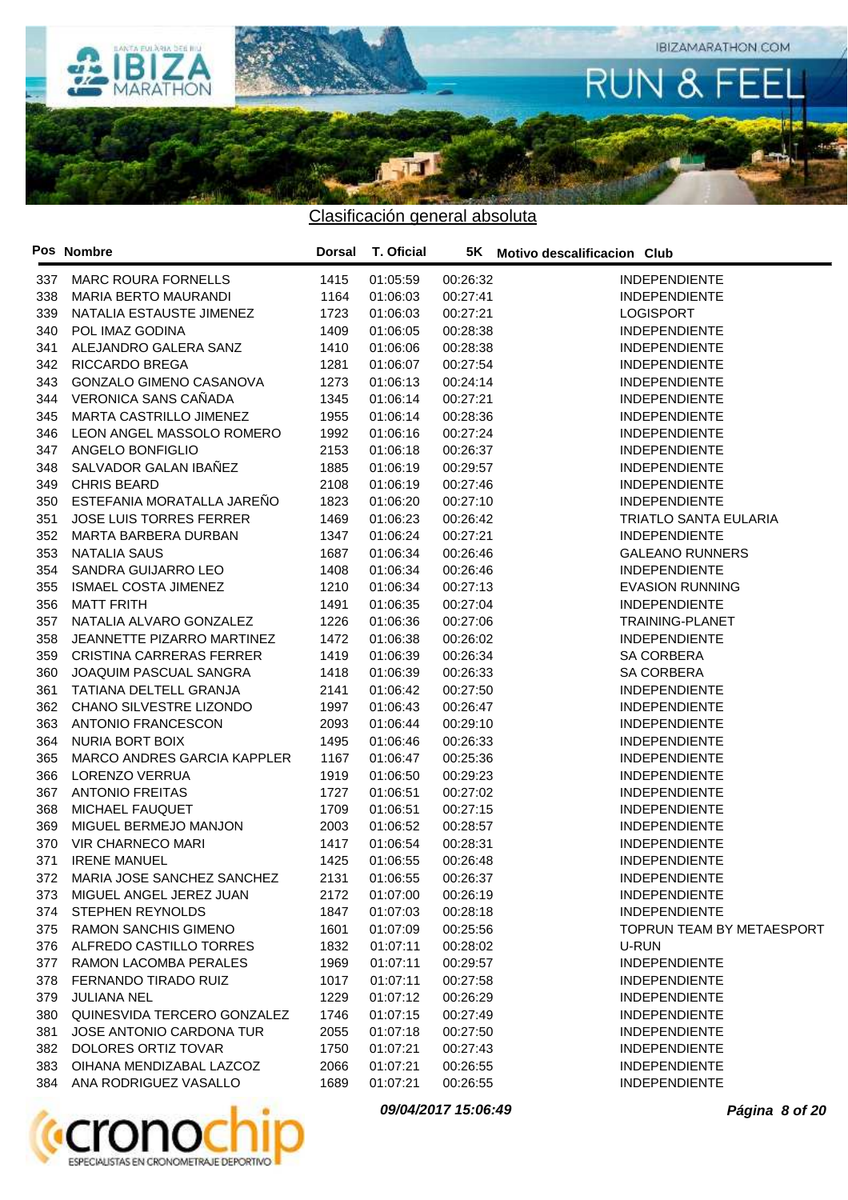## Clasificación general absoluta

| Pos | Nombre | Dorsal | T. Oficial | 5K | Motivo descalificacion | Club |
|---|---|---|---|---|---|---|
| 337 | MARC ROURA FORNELLS | 1415 | 01:05:59 | 00:26:32 | | INDEPENDIENTE |
| 338 | MARIA BERTO MAURANDI | 1164 | 01:06:03 | 00:27:41 | | INDEPENDIENTE |
| 339 | NATALIA ESTAUSTE JIMENEZ | 1723 | 01:06:03 | 00:27:21 | | LOGISPORT |
| 340 | POL IMAZ GODINA | 1409 | 01:06:05 | 00:28:38 | | INDEPENDIENTE |
| 341 | ALEJANDRO GALERA SANZ | 1410 | 01:06:06 | 00:28:38 | | INDEPENDIENTE |
| 342 | RICCARDO BREGA | 1281 | 01:06:07 | 00:27:54 | | INDEPENDIENTE |
| 343 | GONZALO GIMENO CASANOVA | 1273 | 01:06:13 | 00:24:14 | | INDEPENDIENTE |
| 344 | VERONICA SANS CAÑADA | 1345 | 01:06:14 | 00:27:21 | | INDEPENDIENTE |
| 345 | MARTA CASTRILLO JIMENEZ | 1955 | 01:06:14 | 00:28:36 | | INDEPENDIENTE |
| 346 | LEON ANGEL MASSOLO ROMERO | 1992 | 01:06:16 | 00:27:24 | | INDEPENDIENTE |
| 347 | ANGELO BONFIGLIO | 2153 | 01:06:18 | 00:26:37 | | INDEPENDIENTE |
| 348 | SALVADOR GALAN IBAÑEZ | 1885 | 01:06:19 | 00:29:57 | | INDEPENDIENTE |
| 349 | CHRIS BEARD | 2108 | 01:06:19 | 00:27:46 | | INDEPENDIENTE |
| 350 | ESTEFANIA MORATALLA JAREÑO | 1823 | 01:06:20 | 00:27:10 | | INDEPENDIENTE |
| 351 | JOSE LUIS TORRES FERRER | 1469 | 01:06:23 | 00:26:42 | | TRIATLO SANTA EULARIA |
| 352 | MARTA BARBERA DURBAN | 1347 | 01:06:24 | 00:27:21 | | INDEPENDIENTE |
| 353 | NATALIA SAUS | 1687 | 01:06:34 | 00:26:46 | | GALEANO RUNNERS |
| 354 | SANDRA GUIJARRO LEO | 1408 | 01:06:34 | 00:26:46 | | INDEPENDIENTE |
| 355 | ISMAEL COSTA JIMENEZ | 1210 | 01:06:34 | 00:27:13 | | EVASION RUNNING |
| 356 | MATT FRITH | 1491 | 01:06:35 | 00:27:04 | | INDEPENDIENTE |
| 357 | NATALIA ALVARO GONZALEZ | 1226 | 01:06:36 | 00:27:06 | | TRAINING-PLANET |
| 358 | JEANNETTE PIZARRO MARTINEZ | 1472 | 01:06:38 | 00:26:02 | | INDEPENDIENTE |
| 359 | CRISTINA CARRERAS FERRER | 1419 | 01:06:39 | 00:26:34 | | SA CORBERA |
| 360 | JOAQUIM PASCUAL SANGRA | 1418 | 01:06:39 | 00:26:33 | | SA CORBERA |
| 361 | TATIANA DELTELL GRANJA | 2141 | 01:06:42 | 00:27:50 | | INDEPENDIENTE |
| 362 | CHANO SILVESTRE LIZONDO | 1997 | 01:06:43 | 00:26:47 | | INDEPENDIENTE |
| 363 | ANTONIO FRANCESCON | 2093 | 01:06:44 | 00:29:10 | | INDEPENDIENTE |
| 364 | NURIA BORT BOIX | 1495 | 01:06:46 | 00:26:33 | | INDEPENDIENTE |
| 365 | MARCO ANDRES GARCIA KAPPLER | 1167 | 01:06:47 | 00:25:36 | | INDEPENDIENTE |
| 366 | LORENZO VERRUA | 1919 | 01:06:50 | 00:29:23 | | INDEPENDIENTE |
| 367 | ANTONIO FREITAS | 1727 | 01:06:51 | 00:27:02 | | INDEPENDIENTE |
| 368 | MICHAEL FAUQUET | 1709 | 01:06:51 | 00:27:15 | | INDEPENDIENTE |
| 369 | MIGUEL BERMEJO MANJON | 2003 | 01:06:52 | 00:28:57 | | INDEPENDIENTE |
| 370 | VIR CHARNECO MARI | 1417 | 01:06:54 | 00:28:31 | | INDEPENDIENTE |
| 371 | IRENE MANUEL | 1425 | 01:06:55 | 00:26:48 | | INDEPENDIENTE |
| 372 | MARIA JOSE SANCHEZ SANCHEZ | 2131 | 01:06:55 | 00:26:37 | | INDEPENDIENTE |
| 373 | MIGUEL ANGEL JEREZ JUAN | 2172 | 01:07:00 | 00:26:19 | | INDEPENDIENTE |
| 374 | STEPHEN REYNOLDS | 1847 | 01:07:03 | 00:28:18 | | INDEPENDIENTE |
| 375 | RAMON SANCHIS GIMENO | 1601 | 01:07:09 | 00:25:56 | | TOPRUN TEAM BY METAESPORT |
| 376 | ALFREDO CASTILLO TORRES | 1832 | 01:07:11 | 00:28:02 | | U-RUN |
| 377 | RAMON LACOMBA PERALES | 1969 | 01:07:11 | 00:29:57 | | INDEPENDIENTE |
| 378 | FERNANDO TIRADO RUIZ | 1017 | 01:07:11 | 00:27:58 | | INDEPENDIENTE |
| 379 | JULIANA NEL | 1229 | 01:07:12 | 00:26:29 | | INDEPENDIENTE |
| 380 | QUINESVIDA TERCERO GONZALEZ | 1746 | 01:07:15 | 00:27:49 | | INDEPENDIENTE |
| 381 | JOSE ANTONIO CARDONA TUR | 2055 | 01:07:18 | 00:27:50 | | INDEPENDIENTE |
| 382 | DOLORES ORTIZ TOVAR | 1750 | 01:07:21 | 00:27:43 | | INDEPENDIENTE |
| 383 | OIHANA MENDIZABAL LAZCOZ | 2066 | 01:07:21 | 00:26:55 | | INDEPENDIENTE |
| 384 | ANA RODRIGUEZ VASALLO | 1689 | 01:07:21 | 00:26:55 | | INDEPENDIENTE |

*09/04/2017 15:06:49*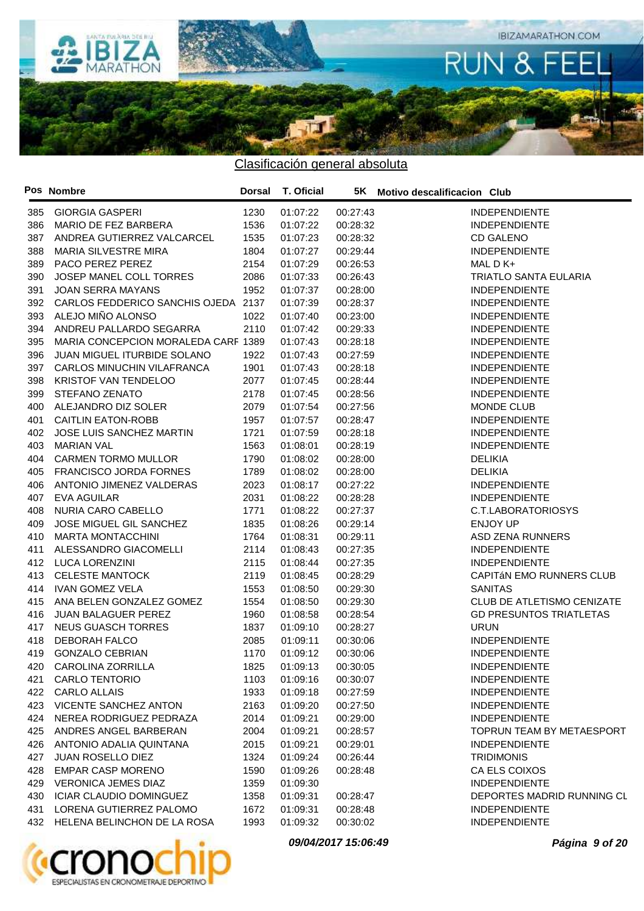## Clasificación general absoluta

| Pos | Nombre | Dorsal | T. Oficial | 5K | Motivo descalificacion | Club |
|---|---|---|---|---|---|---|
| 385 | GIORGIA GASPERI | 1230 | 01:07:22 | 00:27:43 | | INDEPENDIENTE |
| 386 | MARIO DE FEZ BARBERA | 1536 | 01:07:22 | 00:28:32 | | INDEPENDIENTE |
| 387 | ANDREA GUTIERREZ VALCARCEL | 1535 | 01:07:23 | 00:28:32 | | CD GALENO |
| 388 | MARIA SILVESTRE MIRA | 1804 | 01:07:27 | 00:29:44 | | INDEPENDIENTE |
| 389 | PACO PEREZ PEREZ | 2154 | 01:07:29 | 00:26:53 | | MAL D K+ |
| 390 | JOSEP MANEL COLL TORRES | 2086 | 01:07:33 | 00:26:43 | | TRIATLO SANTA EULARIA |
| 391 | JOAN SERRA MAYANS | 1952 | 01:07:37 | 00:28:00 | | INDEPENDIENTE |
| 392 | CARLOS FEDDERICO SANCHIS OJEDA | 2137 | 01:07:39 | 00:28:37 | | INDEPENDIENTE |
| 393 | ALEJO MIÑO ALONSO | 1022 | 01:07:40 | 00:23:00 | | INDEPENDIENTE |
| 394 | ANDREU PALLARDO SEGARRA | 2110 | 01:07:42 | 00:29:33 | | INDEPENDIENTE |
| 395 | MARIA CONCEPCION MORALEDA CARF | 1389 | 01:07:43 | 00:28:18 | | INDEPENDIENTE |
| 396 | JUAN MIGUEL ITURBIDE SOLANO | 1922 | 01:07:43 | 00:27:59 | | INDEPENDIENTE |
| 397 | CARLOS MINUCHIN VILAFRANCA | 1901 | 01:07:43 | 00:28:18 | | INDEPENDIENTE |
| 398 | KRISTOF VAN TENDELOO | 2077 | 01:07:45 | 00:28:44 | | INDEPENDIENTE |
| 399 | STEFANO ZENATO | 2178 | 01:07:45 | 00:28:56 | | INDEPENDIENTE |
| 400 | ALEJANDRO DIZ SOLER | 2079 | 01:07:54 | 00:27:56 | | MONDE CLUB |
| 401 | CAITLIN EATON-ROBB | 1957 | 01:07:57 | 00:28:47 | | INDEPENDIENTE |
| 402 | JOSE LUIS SANCHEZ MARTIN | 1721 | 01:07:59 | 00:28:18 | | INDEPENDIENTE |
| 403 | MARIAN VAL | 1563 | 01:08:01 | 00:28:19 | | INDEPENDIENTE |
| 404 | CARMEN TORMO MULLOR | 1790 | 01:08:02 | 00:28:00 | | DELIKIA |
| 405 | FRANCISCO JORDA FORNES | 1789 | 01:08:02 | 00:28:00 | | DELIKIA |
| 406 | ANTONIO JIMENEZ VALDERAS | 2023 | 01:08:17 | 00:27:22 | | INDEPENDIENTE |
| 407 | EVA AGUILAR | 2031 | 01:08:22 | 00:28:28 | | INDEPENDIENTE |
| 408 | NURIA CARO CABELLO | 1771 | 01:08:22 | 00:27:37 | | C.T.LABORATORIOSYS |
| 409 | JOSE MIGUEL GIL SANCHEZ | 1835 | 01:08:26 | 00:29:14 | | ENJOY UP |
| 410 | MARTA MONTACCHINI | 1764 | 01:08:31 | 00:29:11 | | ASD ZENA RUNNERS |
| 411 | ALESSANDRO GIACOMELLI | 2114 | 01:08:43 | 00:27:35 | | INDEPENDIENTE |
| 412 | LUCA LORENZINI | 2115 | 01:08:44 | 00:27:35 | | INDEPENDIENTE |
| 413 | CELESTE MANTOCK | 2119 | 01:08:45 | 00:28:29 | | CAPITáN EMO RUNNERS CLUB |
| 414 | IVAN GOMEZ VELA | 1553 | 01:08:50 | 00:29:30 | | SANITAS |
| 415 | ANA BELEN GONZALEZ GOMEZ | 1554 | 01:08:50 | 00:29:30 | | CLUB DE ATLETISMO CENIZATE |
| 416 | JUAN BALAGUER PEREZ | 1960 | 01:08:58 | 00:28:54 | | GD PRESUNTOS TRIATLETAS |
| 417 | NEUS GUASCH TORRES | 1837 | 01:09:10 | 00:28:27 | | URUN |
| 418 | DEBORAH FALCO | 2085 | 01:09:11 | 00:30:06 | | INDEPENDIENTE |
| 419 | GONZALO CEBRIAN | 1170 | 01:09:12 | 00:30:06 | | INDEPENDIENTE |
| 420 | CAROLINA ZORRILLA | 1825 | 01:09:13 | 00:30:05 | | INDEPENDIENTE |
| 421 | CARLO TENTORIO | 1103 | 01:09:16 | 00:30:07 | | INDEPENDIENTE |
| 422 | CARLO ALLAIS | 1933 | 01:09:18 | 00:27:59 | | INDEPENDIENTE |
| 423 | VICENTE SANCHEZ ANTON | 2163 | 01:09:20 | 00:27:50 | | INDEPENDIENTE |
| 424 | NEREA RODRIGUEZ PEDRAZA | 2014 | 01:09:21 | 00:29:00 | | INDEPENDIENTE |
| 425 | ANDRES ANGEL BARBERAN | 2004 | 01:09:21 | 00:28:57 | | TOPRUN TEAM BY METAESPORT |
| 426 | ANTONIO ADALIA QUINTANA | 2015 | 01:09:21 | 00:29:01 | | INDEPENDIENTE |
| 427 | JUAN ROSELLO DIEZ | 1324 | 01:09:24 | 00:26:44 | | TRIDIMONIS |
| 428 | EMPAR CASP MORENO | 1590 | 01:09:26 | 00:28:48 | | CA ELS COIXOS |
| 429 | VERONICA JEMES DIAZ | 1359 | 01:09:30 | | | INDEPENDIENTE |
| 430 | ICIAR CLAUDIO DOMINGUEZ | 1358 | 01:09:31 | 00:28:47 | | DEPORTES MADRID RUNNING CL |
| 431 | LORENA GUTIERREZ PALOMO | 1672 | 01:09:31 | 00:28:48 | | INDEPENDIENTE |
| 432 | HELENA BELINCHON DE LA ROSA | 1993 | 01:09:32 | 00:30:02 | | INDEPENDIENTE |

*09/04/2017 15:06:49*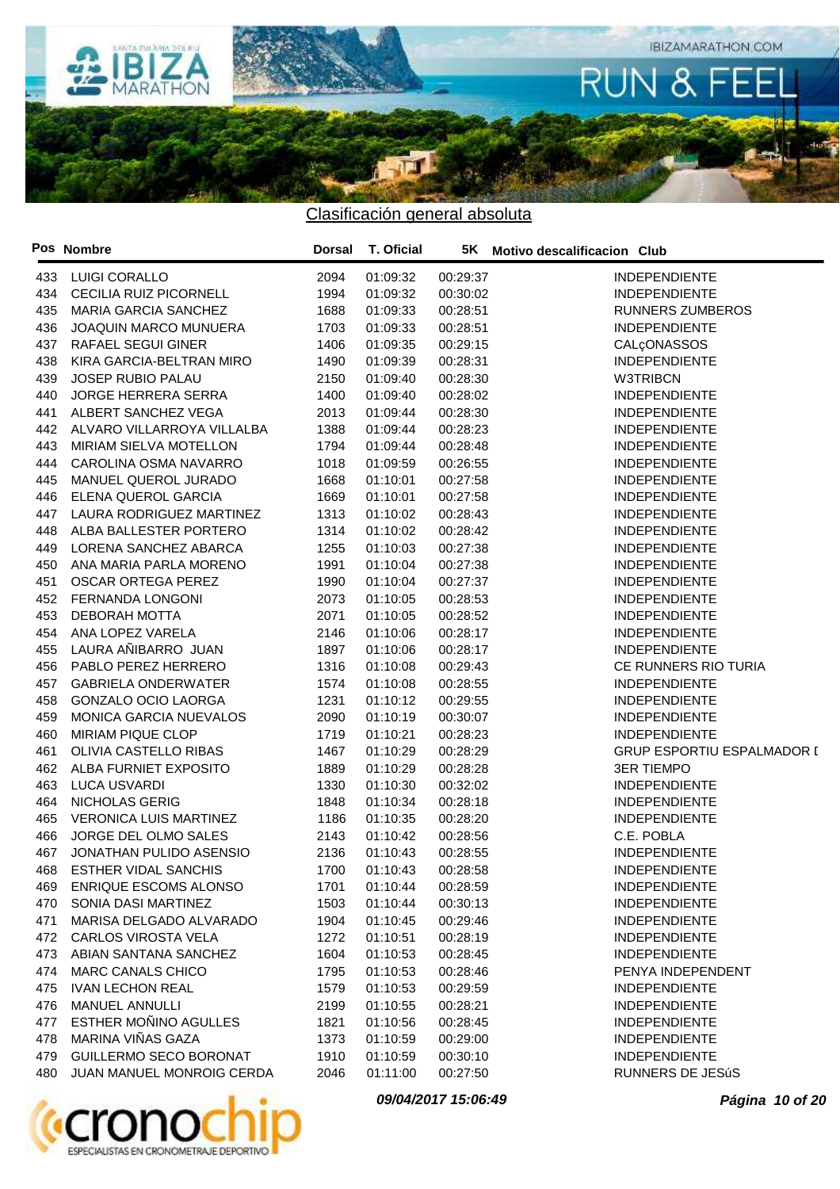## Clasificación general absoluta

| Pos | Nombre | Dorsal | T. Oficial | 5K | Motivo descalificacion | Club |
|---|---|---|---|---|---|---|
| 433 | LUIGI CORALLO | 2094 | 01:09:32 | 00:29:37 | | INDEPENDIENTE |
| 434 | CECILIA RUIZ PICORNELL | 1994 | 01:09:32 | 00:30:02 | | INDEPENDIENTE |
| 435 | MARIA GARCIA SANCHEZ | 1688 | 01:09:33 | 00:28:51 | | RUNNERS ZUMBEROS |
| 436 | JOAQUIN MARCO MUNUERA | 1703 | 01:09:33 | 00:28:51 | | INDEPENDIENTE |
| 437 | RAFAEL SEGUI GINER | 1406 | 01:09:35 | 00:29:15 | | CALçONASSOS |
| 438 | KIRA GARCIA-BELTRAN MIRO | 1490 | 01:09:39 | 00:28:31 | | INDEPENDIENTE |
| 439 | JOSEP RUBIO PALAU | 2150 | 01:09:40 | 00:28:30 | | W3TRIBCN |
| 440 | JORGE HERRERA SERRA | 1400 | 01:09:40 | 00:28:02 | | INDEPENDIENTE |
| 441 | ALBERT SANCHEZ VEGA | 2013 | 01:09:44 | 00:28:30 | | INDEPENDIENTE |
| 442 | ALVARO VILLARROYA VILLALBA | 1388 | 01:09:44 | 00:28:23 | | INDEPENDIENTE |
| 443 | MIRIAM SIELVA MOTELLON | 1794 | 01:09:44 | 00:28:48 | | INDEPENDIENTE |
| 444 | CAROLINA OSMA NAVARRO | 1018 | 01:09:59 | 00:26:55 | | INDEPENDIENTE |
| 445 | MANUEL QUEROL JURADO | 1668 | 01:10:01 | 00:27:58 | | INDEPENDIENTE |
| 446 | ELENA QUEROL GARCIA | 1669 | 01:10:01 | 00:27:58 | | INDEPENDIENTE |
| 447 | LAURA RODRIGUEZ MARTINEZ | 1313 | 01:10:02 | 00:28:43 | | INDEPENDIENTE |
| 448 | ALBA BALLESTER PORTERO | 1314 | 01:10:02 | 00:28:42 | | INDEPENDIENTE |
| 449 | LORENA SANCHEZ ABARCA | 1255 | 01:10:03 | 00:27:38 | | INDEPENDIENTE |
| 450 | ANA MARIA PARLA MORENO | 1991 | 01:10:04 | 00:27:38 | | INDEPENDIENTE |
| 451 | OSCAR ORTEGA PEREZ | 1990 | 01:10:04 | 00:27:37 | | INDEPENDIENTE |
| 452 | FERNANDA LONGONI | 2073 | 01:10:05 | 00:28:53 | | INDEPENDIENTE |
| 453 | DEBORAH MOTTA | 2071 | 01:10:05 | 00:28:52 | | INDEPENDIENTE |
| 454 | ANA LOPEZ VARELA | 2146 | 01:10:06 | 00:28:17 | | INDEPENDIENTE |
| 455 | LAURA AÑIBARRO JUAN | 1897 | 01:10:06 | 00:28:17 | | INDEPENDIENTE |
| 456 | PABLO PEREZ HERRERO | 1316 | 01:10:08 | 00:29:43 | | CE RUNNERS RIO TURIA |
| 457 | GABRIELA ONDERWATER | 1574 | 01:10:08 | 00:28:55 | | INDEPENDIENTE |
| 458 | GONZALO OCIO LAORGA | 1231 | 01:10:12 | 00:29:55 | | INDEPENDIENTE |
| 459 | MONICA GARCIA NUEVALOS | 2090 | 01:10:19 | 00:30:07 | | INDEPENDIENTE |
| 460 | MIRIAM PIQUE CLOP | 1719 | 01:10:21 | 00:28:23 | | INDEPENDIENTE |
| 461 | OLIVIA CASTELLO RIBAS | 1467 | 01:10:29 | 00:28:29 | | GRUP ESPORTIU ESPALMADOR I |
| 462 | ALBA FURNIET EXPOSITO | 1889 | 01:10:29 | 00:28:28 | | 3ER TIEMPO |
| 463 | LUCA USVARDI | 1330 | 01:10:30 | 00:32:02 | | INDEPENDIENTE |
| 464 | NICHOLAS GERIG | 1848 | 01:10:34 | 00:28:18 | | INDEPENDIENTE |
| 465 | VERONICA LUIS MARTINEZ | 1186 | 01:10:35 | 00:28:20 | | INDEPENDIENTE |
| 466 | JORGE DEL OLMO SALES | 2143 | 01:10:42 | 00:28:56 | | C.E. POBLA |
| 467 | JONATHAN PULIDO ASENSIO | 2136 | 01:10:43 | 00:28:55 | | INDEPENDIENTE |
| 468 | ESTHER VIDAL SANCHIS | 1700 | 01:10:43 | 00:28:58 | | INDEPENDIENTE |
| 469 | ENRIQUE ESCOMS ALONSO | 1701 | 01:10:44 | 00:28:59 | | INDEPENDIENTE |
| 470 | SONIA DASI MARTINEZ | 1503 | 01:10:44 | 00:30:13 | | INDEPENDIENTE |
| 471 | MARISA DELGADO ALVARADO | 1904 | 01:10:45 | 00:29:46 | | INDEPENDIENTE |
| 472 | CARLOS VIROSTA VELA | 1272 | 01:10:51 | 00:28:19 | | INDEPENDIENTE |
| 473 | ABIAN SANTANA SANCHEZ | 1604 | 01:10:53 | 00:28:45 | | INDEPENDIENTE |
| 474 | MARC CANALS CHICO | 1795 | 01:10:53 | 00:28:46 | | PENYA INDEPENDENT |
| 475 | IVAN LECHON REAL | 1579 | 01:10:53 | 00:29:59 | | INDEPENDIENTE |
| 476 | MANUEL ANNULLI | 2199 | 01:10:55 | 00:28:21 | | INDEPENDIENTE |
| 477 | ESTHER MOÑINO AGULLES | 1821 | 01:10:56 | 00:28:45 | | INDEPENDIENTE |
| 478 | MARINA VIÑAS GAZA | 1373 | 01:10:59 | 00:29:00 | | INDEPENDIENTE |
| 479 | GUILLERMO SECO BORONAT | 1910 | 01:10:59 | 00:30:10 | | INDEPENDIENTE |
| 480 | JUAN MANUEL MONROIG CERDA | 2046 | 01:11:00 | 00:27:50 | | RUNNERS DE JESúS |

*09/04/2017 15:06:49*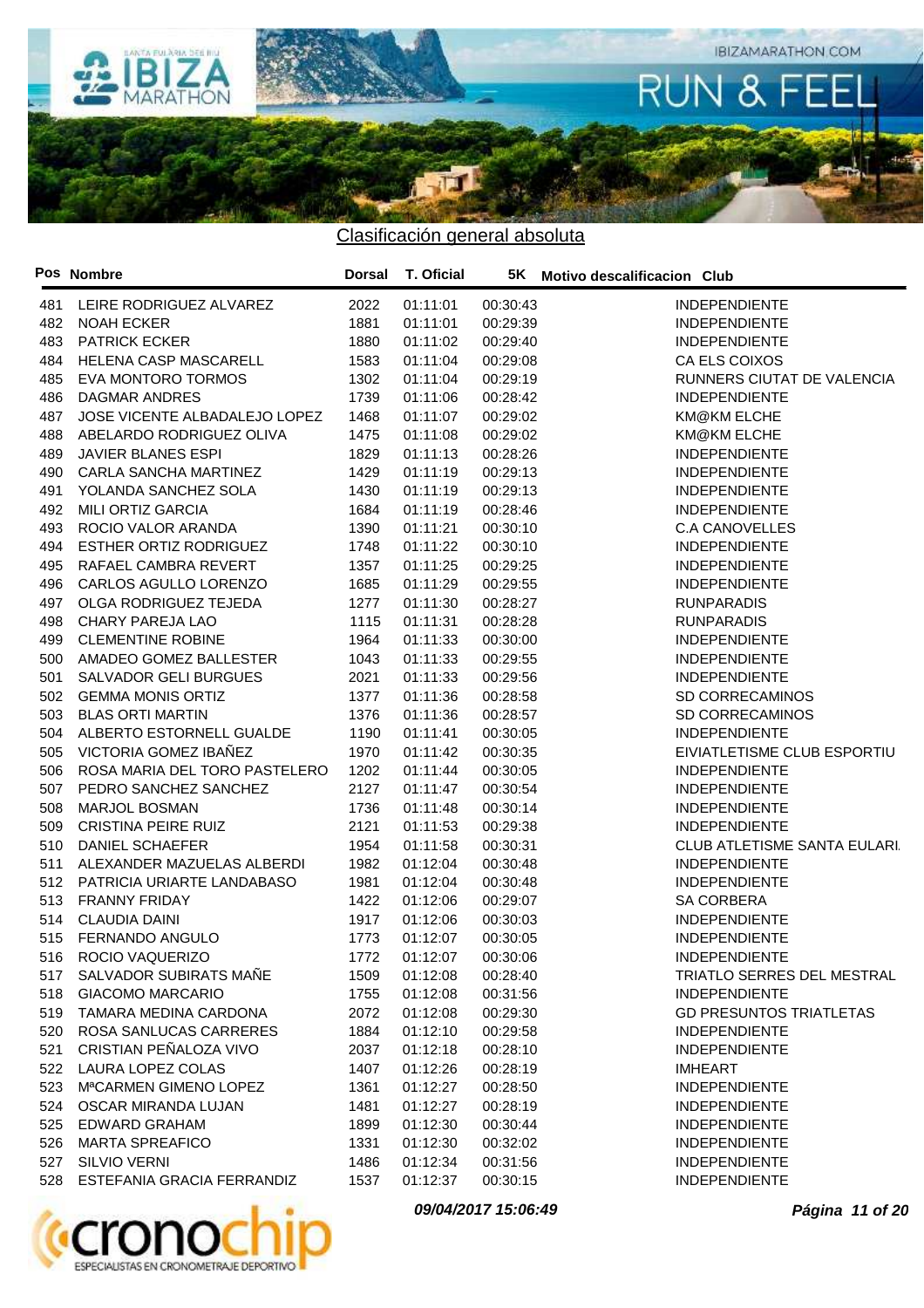## Clasificación general absoluta

| Pos | Nombre | Dorsal | T. Oficial | 5K | Motivo descalificacion | Club |
|---|---|---|---|---|---|---|
| 481 | LEIRE RODRIGUEZ ALVAREZ | 2022 | 01:11:01 | 00:30:43 | | INDEPENDIENTE |
| 482 | NOAH ECKER | 1881 | 01:11:01 | 00:29:39 | | INDEPENDIENTE |
| 483 | PATRICK ECKER | 1880 | 01:11:02 | 00:29:40 | | INDEPENDIENTE |
| 484 | HELENA CASP MASCARELL | 1583 | 01:11:04 | 00:29:08 | | CA ELS COIXOS |
| 485 | EVA MONTORO TORMOS | 1302 | 01:11:04 | 00:29:19 | | RUNNERS CIUTAT DE VALENCIA |
| 486 | DAGMAR ANDRES | 1739 | 01:11:06 | 00:28:42 | | INDEPENDIENTE |
| 487 | JOSE VICENTE ALBADALEJO LOPEZ | 1468 | 01:11:07 | 00:29:02 | | KM@KM ELCHE |
| 488 | ABELARDO RODRIGUEZ OLIVA | 1475 | 01:11:08 | 00:29:02 | | KM@KM ELCHE |
| 489 | JAVIER BLANES ESPI | 1829 | 01:11:13 | 00:28:26 | | INDEPENDIENTE |
| 490 | CARLA SANCHA MARTINEZ | 1429 | 01:11:19 | 00:29:13 | | INDEPENDIENTE |
| 491 | YOLANDA SANCHEZ SOLA | 1430 | 01:11:19 | 00:29:13 | | INDEPENDIENTE |
| 492 | MILI ORTIZ GARCIA | 1684 | 01:11:19 | 00:28:46 | | INDEPENDIENTE |
| 493 | ROCIO VALOR ARANDA | 1390 | 01:11:21 | 00:30:10 | | C.A CANOVELLES |
| 494 | ESTHER ORTIZ RODRIGUEZ | 1748 | 01:11:22 | 00:30:10 | | INDEPENDIENTE |
| 495 | RAFAEL CAMBRA REVERT | 1357 | 01:11:25 | 00:29:25 | | INDEPENDIENTE |
| 496 | CARLOS AGULLO LORENZO | 1685 | 01:11:29 | 00:29:55 | | INDEPENDIENTE |
| 497 | OLGA RODRIGUEZ TEJEDA | 1277 | 01:11:30 | 00:28:27 | | RUNPARADIS |
| 498 | CHARY PAREJA LAO | 1115 | 01:11:31 | 00:28:28 | | RUNPARADIS |
| 499 | CLEMENTINE ROBINE | 1964 | 01:11:33 | 00:30:00 | | INDEPENDIENTE |
| 500 | AMADEO GOMEZ BALLESTER | 1043 | 01:11:33 | 00:29:55 | | INDEPENDIENTE |
| 501 | SALVADOR GELI BURGUES | 2021 | 01:11:33 | 00:29:56 | | INDEPENDIENTE |
| 502 | GEMMA MONIS ORTIZ | 1377 | 01:11:36 | 00:28:58 | | SD CORRECAMINOS |
| 503 | BLAS ORTI MARTIN | 1376 | 01:11:36 | 00:28:57 | | SD CORRECAMINOS |
| 504 | ALBERTO ESTORNELL GUALDE | 1190 | 01:11:41 | 00:30:05 | | INDEPENDIENTE |
| 505 | VICTORIA GOMEZ IBAÑEZ | 1970 | 01:11:42 | 00:30:35 | | EIVIATLETISME CLUB ESPORTIU |
| 506 | ROSA MARIA DEL TORO PASTELERO | 1202 | 01:11:44 | 00:30:05 | | INDEPENDIENTE |
| 507 | PEDRO SANCHEZ SANCHEZ | 2127 | 01:11:47 | 00:30:54 | | INDEPENDIENTE |
| 508 | MARJOL BOSMAN | 1736 | 01:11:48 | 00:30:14 | | INDEPENDIENTE |
| 509 | CRISTINA PEIRE RUIZ | 2121 | 01:11:53 | 00:29:38 | | INDEPENDIENTE |
| 510 | DANIEL SCHAEFER | 1954 | 01:11:58 | 00:30:31 | | CLUB ATLETISME SANTA EULARI. |
| 511 | ALEXANDER MAZUELAS ALBERDI | 1982 | 01:12:04 | 00:30:48 | | INDEPENDIENTE |
| 512 | PATRICIA URIARTE LANDABASO | 1981 | 01:12:04 | 00:30:48 | | INDEPENDIENTE |
| 513 | FRANNY FRIDAY | 1422 | 01:12:06 | 00:29:07 | | SA CORBERA |
| 514 | CLAUDIA DAINI | 1917 | 01:12:06 | 00:30:03 | | INDEPENDIENTE |
| 515 | FERNANDO ANGULO | 1773 | 01:12:07 | 00:30:05 | | INDEPENDIENTE |
| 516 | ROCIO VAQUERIZO | 1772 | 01:12:07 | 00:30:06 | | INDEPENDIENTE |
| 517 | SALVADOR SUBIRATS MAÑE | 1509 | 01:12:08 | 00:28:40 | | TRIATLO SERRES DEL MESTRAL |
| 518 | GIACOMO MARCARIO | 1755 | 01:12:08 | 00:31:56 | | INDEPENDIENTE |
| 519 | TAMARA MEDINA CARDONA | 2072 | 01:12:08 | 00:29:30 | | GD PRESUNTOS TRIATLETAS |
| 520 | ROSA SANLUCAS CARRERES | 1884 | 01:12:10 | 00:29:58 | | INDEPENDIENTE |
| 521 | CRISTIAN PEÑALOZA VIVO | 2037 | 01:12:18 | 00:28:10 | | INDEPENDIENTE |
| 522 | LAURA LOPEZ COLAS | 1407 | 01:12:26 | 00:28:19 | | IMHEART |
| 523 | MªCARMEN GIMENO LOPEZ | 1361 | 01:12:27 | 00:28:50 | | INDEPENDIENTE |
| 524 | OSCAR MIRANDA LUJAN | 1481 | 01:12:27 | 00:28:19 | | INDEPENDIENTE |
| 525 | EDWARD GRAHAM | 1899 | 01:12:30 | 00:30:44 | | INDEPENDIENTE |
| 526 | MARTA SPREAFICO | 1331 | 01:12:30 | 00:32:02 | | INDEPENDIENTE |
| 527 | SILVIO VERNI | 1486 | 01:12:34 | 00:31:56 | | INDEPENDIENTE |
| 528 | ESTEFANIA GRACIA FERRANDIZ | 1537 | 01:12:37 | 00:30:15 | | INDEPENDIENTE |

*09/04/2017 15:06:49*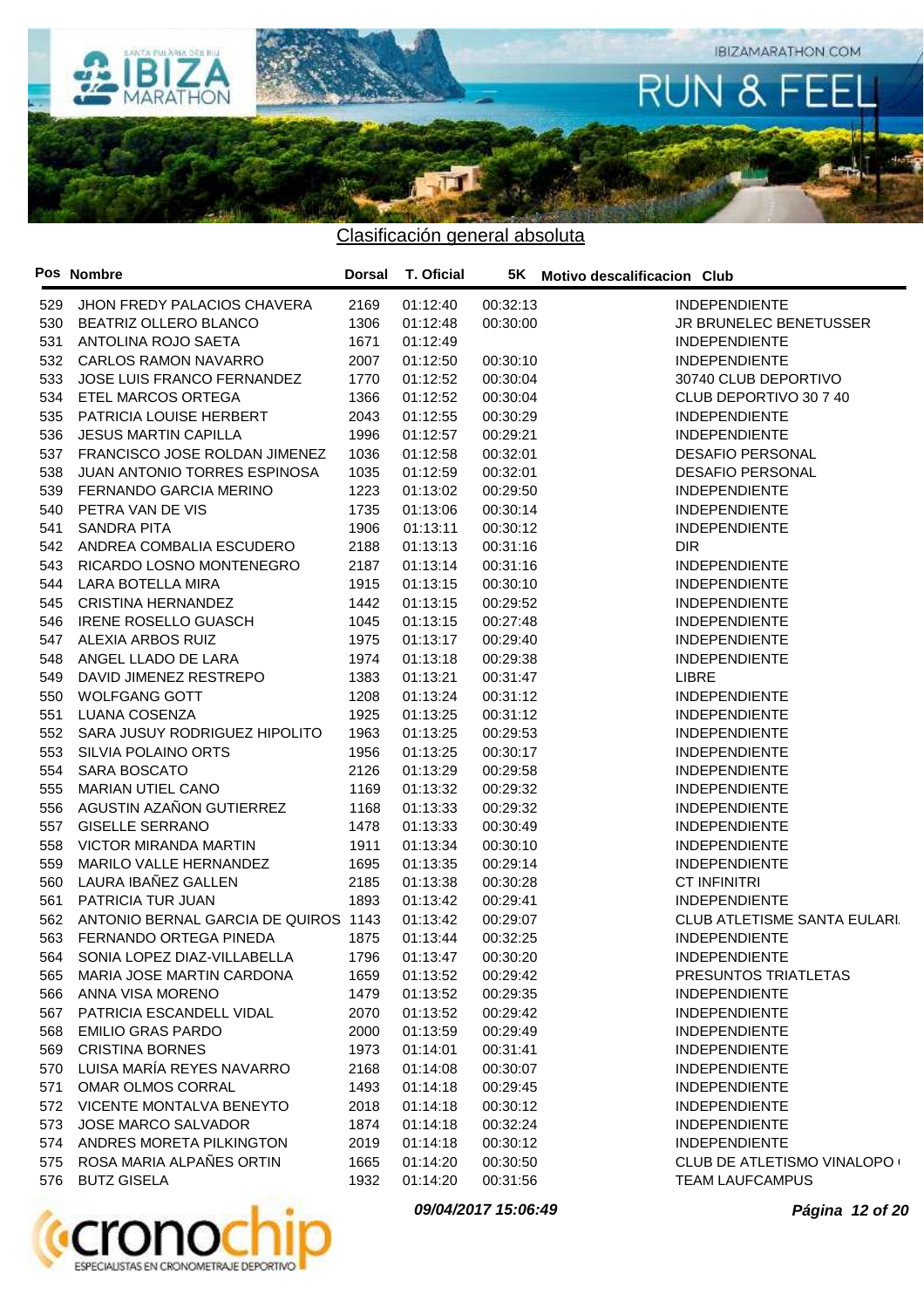## Clasificación general absoluta

| Pos | Nombre | Dorsal | T. Oficial | 5K | Motivo descalificacion | Club |
|---|---|---|---|---|---|---|
| 529 | JHON FREDY PALACIOS CHAVERA | 2169 | 01:12:40 | 00:32:13 | | INDEPENDIENTE |
| 530 | BEATRIZ OLLERO BLANCO | 1306 | 01:12:48 | 00:30:00 | | JR BRUNELEC BENETUSSER |
| 531 | ANTOLINA ROJO SAETA | 1671 | 01:12:49 | | | INDEPENDIENTE |
| 532 | CARLOS RAMON NAVARRO | 2007 | 01:12:50 | 00:30:10 | | INDEPENDIENTE |
| 533 | JOSE LUIS FRANCO FERNANDEZ | 1770 | 01:12:52 | 00:30:04 | | 30740 CLUB DEPORTIVO |
| 534 | ETEL MARCOS ORTEGA | 1366 | 01:12:52 | 00:30:04 | | CLUB DEPORTIVO 30 7 40 |
| 535 | PATRICIA LOUISE HERBERT | 2043 | 01:12:55 | 00:30:29 | | INDEPENDIENTE |
| 536 | JESUS MARTIN CAPILLA | 1996 | 01:12:57 | 00:29:21 | | INDEPENDIENTE |
| 537 | FRANCISCO JOSE ROLDAN JIMENEZ | 1036 | 01:12:58 | 00:32:01 | | DESAFIO PERSONAL |
| 538 | JUAN ANTONIO TORRES ESPINOSA | 1035 | 01:12:59 | 00:32:01 | | DESAFIO PERSONAL |
| 539 | FERNANDO GARCIA MERINO | 1223 | 01:13:02 | 00:29:50 | | INDEPENDIENTE |
| 540 | PETRA VAN DE VIS | 1735 | 01:13:06 | 00:30:14 | | INDEPENDIENTE |
| 541 | SANDRA PITA | 1906 | 01:13:11 | 00:30:12 | | INDEPENDIENTE |
| 542 | ANDREA COMBALIA ESCUDERO | 2188 | 01:13:13 | 00:31:16 | | DIR |
| 543 | RICARDO LOSNO MONTENEGRO | 2187 | 01:13:14 | 00:31:16 | | INDEPENDIENTE |
| 544 | LARA BOTELLA MIRA | 1915 | 01:13:15 | 00:30:10 | | INDEPENDIENTE |
| 545 | CRISTINA HERNANDEZ | 1442 | 01:13:15 | 00:29:52 | | INDEPENDIENTE |
| 546 | IRENE ROSELLO GUASCH | 1045 | 01:13:15 | 00:27:48 | | INDEPENDIENTE |
| 547 | ALEXIA ARBOS RUIZ | 1975 | 01:13:17 | 00:29:40 | | INDEPENDIENTE |
| 548 | ANGEL LLADO DE LARA | 1974 | 01:13:18 | 00:29:38 | | INDEPENDIENTE |
| 549 | DAVID JIMENEZ RESTREPO | 1383 | 01:13:21 | 00:31:47 | | LIBRE |
| 550 | WOLFGANG GOTT | 1208 | 01:13:24 | 00:31:12 | | INDEPENDIENTE |
| 551 | LUANA COSENZA | 1925 | 01:13:25 | 00:31:12 | | INDEPENDIENTE |
| 552 | SARA JUSUY RODRIGUEZ HIPOLITO | 1963 | 01:13:25 | 00:29:53 | | INDEPENDIENTE |
| 553 | SILVIA POLAINO ORTS | 1956 | 01:13:25 | 00:30:17 | | INDEPENDIENTE |
| 554 | SARA BOSCATO | 2126 | 01:13:29 | 00:29:58 | | INDEPENDIENTE |
| 555 | MARIAN UTIEL CANO | 1169 | 01:13:32 | 00:29:32 | | INDEPENDIENTE |
| 556 | AGUSTIN AZAÑON GUTIERREZ | 1168 | 01:13:33 | 00:29:32 | | INDEPENDIENTE |
| 557 | GISELLE SERRANO | 1478 | 01:13:33 | 00:30:49 | | INDEPENDIENTE |
| 558 | VICTOR MIRANDA MARTIN | 1911 | 01:13:34 | 00:30:10 | | INDEPENDIENTE |
| 559 | MARILO VALLE HERNANDEZ | 1695 | 01:13:35 | 00:29:14 | | INDEPENDIENTE |
| 560 | LAURA IBAÑEZ GALLEN | 2185 | 01:13:38 | 00:30:28 | | CT INFINITRI |
| 561 | PATRICIA TUR JUAN | 1893 | 01:13:42 | 00:29:41 | | INDEPENDIENTE |
| 562 | ANTONIO BERNAL GARCIA DE QUIROS | 1143 | 01:13:42 | 00:29:07 | | CLUB ATLETISME SANTA EULARI |
| 563 | FERNANDO ORTEGA PINEDA | 1875 | 01:13:44 | 00:32:25 | | INDEPENDIENTE |
| 564 | SONIA LOPEZ DIAZ-VILLABELLA | 1796 | 01:13:47 | 00:30:20 | | INDEPENDIENTE |
| 565 | MARIA JOSE MARTIN CARDONA | 1659 | 01:13:52 | 00:29:42 | | PRESUNTOS TRIATLETAS |
| 566 | ANNA VISA MORENO | 1479 | 01:13:52 | 00:29:35 | | INDEPENDIENTE |
| 567 | PATRICIA ESCANDELL VIDAL | 2070 | 01:13:52 | 00:29:42 | | INDEPENDIENTE |
| 568 | EMILIO GRAS PARDO | 2000 | 01:13:59 | 00:29:49 | | INDEPENDIENTE |
| 569 | CRISTINA BORNES | 1973 | 01:14:01 | 00:31:41 | | INDEPENDIENTE |
| 570 | LUISA MARÍA REYES NAVARRO | 2168 | 01:14:08 | 00:30:07 | | INDEPENDIENTE |
| 571 | OMAR OLMOS CORRAL | 1493 | 01:14:18 | 00:29:45 | | INDEPENDIENTE |
| 572 | VICENTE MONTALVA BENEYTO | 2018 | 01:14:18 | 00:30:12 | | INDEPENDIENTE |
| 573 | JOSE MARCO SALVADOR | 1874 | 01:14:18 | 00:32:24 | | INDEPENDIENTE |
| 574 | ANDRES MORETA PILKINGTON | 2019 | 01:14:18 | 00:30:12 | | INDEPENDIENTE |
| 575 | ROSA MARIA ALPAÑES ORTIN | 1665 | 01:14:20 | 00:30:50 | | CLUB DE ATLETISMO VINALOPO |
| 576 | BUTZ GISELA | 1932 | 01:14:20 | 00:31:56 | | TEAM LAUFCAMPUS |

*09/04/2017 15:06:49*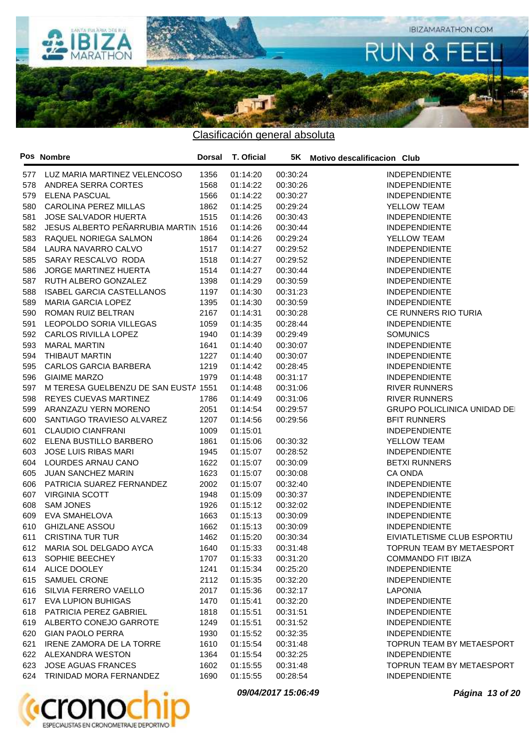## Clasificación general absoluta

| Pos | Nombre | Dorsal | T. Oficial | 5K | Motivo descalificacion | Club |
|---|---|---|---|---|---|---|
| 577 | LUZ MARIA MARTINEZ VELENCOSO | 1356 | 01:14:20 | 00:30:24 | | INDEPENDIENTE |
| 578 | ANDREA SERRA CORTES | 1568 | 01:14:22 | 00:30:26 | | INDEPENDIENTE |
| 579 | ELENA PASCUAL | 1566 | 01:14:22 | 00:30:27 | | INDEPENDIENTE |
| 580 | CAROLINA PEREZ MILLAS | 1862 | 01:14:25 | 00:29:24 | | YELLOW TEAM |
| 581 | JOSE SALVADOR HUERTA | 1515 | 01:14:26 | 00:30:43 | | INDEPENDIENTE |
| 582 | JESUS ALBERTO PEÑARRUBIA MARTIN | 1516 | 01:14:26 | 00:30:44 | | INDEPENDIENTE |
| 583 | RAQUEL NORIEGA SALMON | 1864 | 01:14:26 | 00:29:24 | | YELLOW TEAM |
| 584 | LAURA NAVARRO CALVO | 1517 | 01:14:27 | 00:29:52 | | INDEPENDIENTE |
| 585 | SARAY RESCALVO RODA | 1518 | 01:14:27 | 00:29:52 | | INDEPENDIENTE |
| 586 | JORGE MARTINEZ HUERTA | 1514 | 01:14:27 | 00:30:44 | | INDEPENDIENTE |
| 587 | RUTH ALBERO GONZALEZ | 1398 | 01:14:29 | 00:30:59 | | INDEPENDIENTE |
| 588 | ISABEL GARCIA CASTELLANOS | 1197 | 01:14:30 | 00:31:23 | | INDEPENDIENTE |
| 589 | MARIA GARCIA LOPEZ | 1395 | 01:14:30 | 00:30:59 | | INDEPENDIENTE |
| 590 | ROMAN RUIZ BELTRAN | 2167 | 01:14:31 | 00:30:28 | | CE RUNNERS RIO TURIA |
| 591 | LEOPOLDO SORIA VILLEGAS | 1059 | 01:14:35 | 00:28:44 | | INDEPENDIENTE |
| 592 | CARLOS RIVILLA LOPEZ | 1940 | 01:14:39 | 00:29:49 | | SOMUNICS |
| 593 | MARAL MARTIN | 1641 | 01:14:40 | 00:30:07 | | INDEPENDIENTE |
| 594 | THIBAUT MARTIN | 1227 | 01:14:40 | 00:30:07 | | INDEPENDIENTE |
| 595 | CARLOS GARCIA BARBERA | 1219 | 01:14:42 | 00:28:45 | | INDEPENDIENTE |
| 596 | GIAIME MARZO | 1979 | 01:14:48 | 00:31:17 | | INDEPENDIENTE |
| 597 | M TERESA GUELBENZU DE SAN EUSTA | 1551 | 01:14:48 | 00:31:06 | | RIVER RUNNERS |
| 598 | REYES CUEVAS MARTINEZ | 1786 | 01:14:49 | 00:31:06 | | RIVER RUNNERS |
| 599 | ARANZAZU YERN MORENO | 2051 | 01:14:54 | 00:29:57 | | GRUPO POLICLINICA UNIDAD DE |
| 600 | SANTIAGO TRAVIESO ALVAREZ | 1207 | 01:14:56 | 00:29:56 | | BFIT RUNNERS |
| 601 | CLAUDIO CIANFRANI | 1009 | 01:15:01 | | | INDEPENDIENTE |
| 602 | ELENA BUSTILLO BARBERO | 1861 | 01:15:06 | 00:30:32 | | YELLOW TEAM |
| 603 | JOSE LUIS RIBAS MARI | 1945 | 01:15:07 | 00:28:52 | | INDEPENDIENTE |
| 604 | LOURDES ARNAU CANO | 1622 | 01:15:07 | 00:30:09 | | BETXI RUNNERS |
| 605 | JUAN SANCHEZ MARIN | 1623 | 01:15:07 | 00:30:08 | | CA ONDA |
| 606 | PATRICIA SUAREZ FERNANDEZ | 2002 | 01:15:07 | 00:32:40 | | INDEPENDIENTE |
| 607 | VIRGINIA SCOTT | 1948 | 01:15:09 | 00:30:37 | | INDEPENDIENTE |
| 608 | SAM JONES | 1926 | 01:15:12 | 00:32:02 | | INDEPENDIENTE |
| 609 | EVA SMAHELOVA | 1663 | 01:15:13 | 00:30:09 | | INDEPENDIENTE |
| 610 | GHIZLANE ASSOU | 1662 | 01:15:13 | 00:30:09 | | INDEPENDIENTE |
| 611 | CRISTINA TUR TUR | 1462 | 01:15:20 | 00:30:34 | | EIVIATLETISME CLUB ESPORTIU |
| 612 | MARIA SOL DELGADO AYCA | 1640 | 01:15:33 | 00:31:48 | | TOPRUN TEAM BY METAESPORT |
| 613 | SOPHIE BEECHEY | 1707 | 01:15:33 | 00:31:20 | | COMMANDO FIT IBIZA |
| 614 | ALICE DOOLEY | 1241 | 01:15:34 | 00:25:20 | | INDEPENDIENTE |
| 615 | SAMUEL CRONE | 2112 | 01:15:35 | 00:32:20 | | INDEPENDIENTE |
| 616 | SILVIA FERRERO VAELLO | 2017 | 01:15:36 | 00:32:17 | | LAPONIA |
| 617 | EVA LUPION BUHIGAS | 1470 | 01:15:41 | 00:32:20 | | INDEPENDIENTE |
| 618 | PATRICIA PEREZ GABRIEL | 1818 | 01:15:51 | 00:31:51 | | INDEPENDIENTE |
| 619 | ALBERTO CONEJO GARROTE | 1249 | 01:15:51 | 00:31:52 | | INDEPENDIENTE |
| 620 | GIAN PAOLO PERRA | 1930 | 01:15:52 | 00:32:35 | | INDEPENDIENTE |
| 621 | IRENE ZAMORA DE LA TORRE | 1610 | 01:15:54 | 00:31:48 | | TOPRUN TEAM BY METAESPORT |
| 622 | ALEXANDRA WESTON | 1364 | 01:15:54 | 00:32:25 | | INDEPENDIENTE |
| 623 | JOSE AGUAS FRANCES | 1602 | 01:15:55 | 00:31:48 | | TOPRUN TEAM BY METAESPORT |
| 624 | TRINIDAD MORA FERNANDEZ | 1690 | 01:15:55 | 00:28:54 | | INDEPENDIENTE |

*09/04/2017 15:06:49*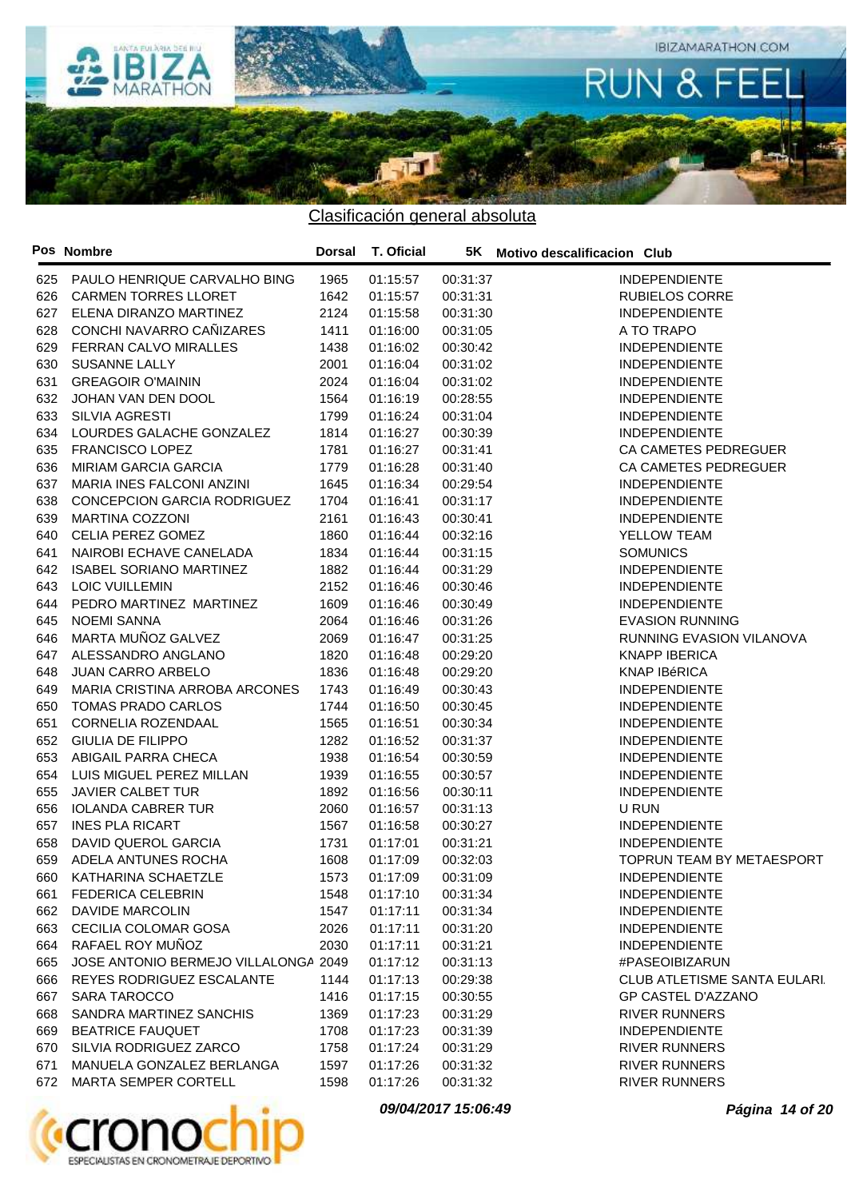## Clasificación general absoluta

| Pos | Nombre | Dorsal | T. Oficial | 5K | Motivo descalificacion | Club |
|---|---|---|---|---|---|---|
| 625 | PAULO HENRIQUE CARVALHO BING | 1965 | 01:15:57 | 00:31:37 | | INDEPENDIENTE |
| 626 | CARMEN TORRES LLORET | 1642 | 01:15:57 | 00:31:31 | | RUBIELOS CORRE |
| 627 | ELENA DIRANZO MARTINEZ | 2124 | 01:15:58 | 00:31:30 | | INDEPENDIENTE |
| 628 | CONCHI NAVARRO CAÑIZARES | 1411 | 01:16:00 | 00:31:05 | | A TO TRAPO |
| 629 | FERRAN CALVO MIRALLES | 1438 | 01:16:02 | 00:30:42 | | INDEPENDIENTE |
| 630 | SUSANNE LALLY | 2001 | 01:16:04 | 00:31:02 | | INDEPENDIENTE |
| 631 | GREAGOIR O'MAININ | 2024 | 01:16:04 | 00:31:02 | | INDEPENDIENTE |
| 632 | JOHAN VAN DEN DOOL | 1564 | 01:16:19 | 00:28:55 | | INDEPENDIENTE |
| 633 | SILVIA AGRESTI | 1799 | 01:16:24 | 00:31:04 | | INDEPENDIENTE |
| 634 | LOURDES GALACHE GONZALEZ | 1814 | 01:16:27 | 00:30:39 | | INDEPENDIENTE |
| 635 | FRANCISCO LOPEZ | 1781 | 01:16:27 | 00:31:41 | | CA CAMETES PEDREGUER |
| 636 | MIRIAM GARCIA GARCIA | 1779 | 01:16:28 | 00:31:40 | | CA CAMETES PEDREGUER |
| 637 | MARIA INES FALCONI ANZINI | 1645 | 01:16:34 | 00:29:54 | | INDEPENDIENTE |
| 638 | CONCEPCION GARCIA RODRIGUEZ | 1704 | 01:16:41 | 00:31:17 | | INDEPENDIENTE |
| 639 | MARTINA COZZONI | 2161 | 01:16:43 | 00:30:41 | | INDEPENDIENTE |
| 640 | CELIA PEREZ GOMEZ | 1860 | 01:16:44 | 00:32:16 | | YELLOW TEAM |
| 641 | NAIROBI ECHAVE CANELADA | 1834 | 01:16:44 | 00:31:15 | | SOMUNICS |
| 642 | ISABEL SORIANO MARTINEZ | 1882 | 01:16:44 | 00:31:29 | | INDEPENDIENTE |
| 643 | LOIC VUILLEMIN | 2152 | 01:16:46 | 00:30:46 | | INDEPENDIENTE |
| 644 | PEDRO MARTINEZ MARTINEZ | 1609 | 01:16:46 | 00:30:49 | | INDEPENDIENTE |
| 645 | NOEMI SANNA | 2064 | 01:16:46 | 00:31:26 | | EVASION RUNNING |
| 646 | MARTA MUÑOZ GALVEZ | 2069 | 01:16:47 | 00:31:25 | | RUNNING EVASION VILANOVA |
| 647 | ALESSANDRO ANGLANO | 1820 | 01:16:48 | 00:29:20 | | KNAPP IBERICA |
| 648 | JUAN CARRO ARBELO | 1836 | 01:16:48 | 00:29:20 | | KNAP IBéRICA |
| 649 | MARIA CRISTINA ARROBA ARCONES | 1743 | 01:16:49 | 00:30:43 | | INDEPENDIENTE |
| 650 | TOMAS PRADO CARLOS | 1744 | 01:16:50 | 00:30:45 | | INDEPENDIENTE |
| 651 | CORNELIA ROZENDAAL | 1565 | 01:16:51 | 00:30:34 | | INDEPENDIENTE |
| 652 | GIULIA DE FILIPPO | 1282 | 01:16:52 | 00:31:37 | | INDEPENDIENTE |
| 653 | ABIGAIL PARRA CHECA | 1938 | 01:16:54 | 00:30:59 | | INDEPENDIENTE |
| 654 | LUIS MIGUEL PEREZ MILLAN | 1939 | 01:16:55 | 00:30:57 | | INDEPENDIENTE |
| 655 | JAVIER CALBET TUR | 1892 | 01:16:56 | 00:30:11 | | INDEPENDIENTE |
| 656 | IOLANDA CABRER TUR | 2060 | 01:16:57 | 00:31:13 | | U RUN |
| 657 | INES PLA RICART | 1567 | 01:16:58 | 00:30:27 | | INDEPENDIENTE |
| 658 | DAVID QUEROL GARCIA | 1731 | 01:17:01 | 00:31:21 | | INDEPENDIENTE |
| 659 | ADELA ANTUNES ROCHA | 1608 | 01:17:09 | 00:32:03 | | TOPRUN TEAM BY METAESPORT |
| 660 | KATHARINA SCHAETZLE | 1573 | 01:17:09 | 00:31:09 | | INDEPENDIENTE |
| 661 | FEDERICA CELEBRIN | 1548 | 01:17:10 | 00:31:34 | | INDEPENDIENTE |
| 662 | DAVIDE MARCOLIN | 1547 | 01:17:11 | 00:31:34 | | INDEPENDIENTE |
| 663 | CECILIA COLOMAR GOSA | 2026 | 01:17:11 | 00:31:20 | | INDEPENDIENTE |
| 664 | RAFAEL ROY MUÑOZ | 2030 | 01:17:11 | 00:31:21 | | INDEPENDIENTE |
| 665 | JOSE ANTONIO BERMEJO VILLALONGA | 2049 | 01:17:12 | 00:31:13 | | #PASEOIBIZARUN |
| 666 | REYES RODRIGUEZ ESCALANTE | 1144 | 01:17:13 | 00:29:38 | | CLUB ATLETISME SANTA EULARI. |
| 667 | SARA TAROCCO | 1416 | 01:17:15 | 00:30:55 | | GP CASTEL D'AZZANO |
| 668 | SANDRA MARTINEZ SANCHIS | 1369 | 01:17:23 | 00:31:29 | | RIVER RUNNERS |
| 669 | BEATRICE FAUQUET | 1708 | 01:17:23 | 00:31:39 | | INDEPENDIENTE |
| 670 | SILVIA RODRIGUEZ ZARCO | 1758 | 01:17:24 | 00:31:29 | | RIVER RUNNERS |
| 671 | MANUELA GONZALEZ BERLANGA | 1597 | 01:17:26 | 00:31:32 | | RIVER RUNNERS |
| 672 | MARTA SEMPER CORTELL | 1598 | 01:17:26 | 00:31:32 | | RIVER RUNNERS |

*09/04/2017 15:06:49*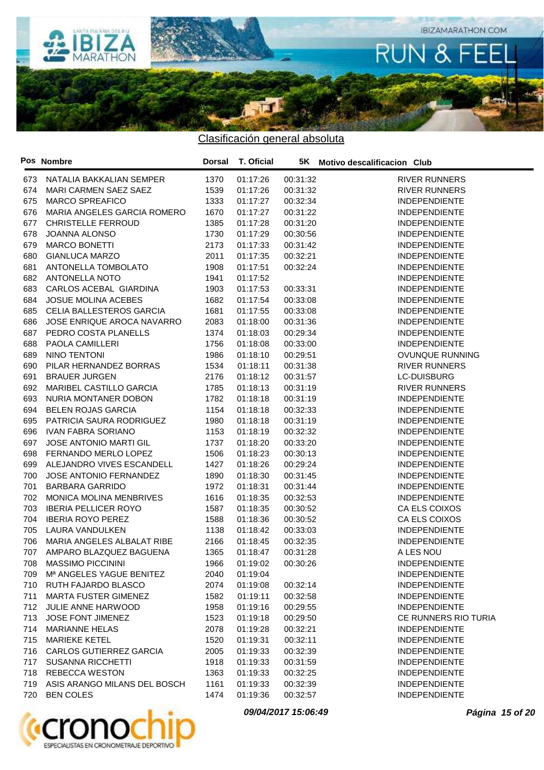## Clasificación general absoluta

| Pos | Nombre | Dorsal | T. Oficial | 5K | Motivo descalificacion | Club |
|---|---|---|---|---|---|---|
| 673 | NATALIA BAKKALIAN SEMPER | 1370 | 01:17:26 | 00:31:32 | | RIVER RUNNERS |
| 674 | MARI CARMEN SAEZ SAEZ | 1539 | 01:17:26 | 00:31:32 | | RIVER RUNNERS |
| 675 | MARCO SPREAFICO | 1333 | 01:17:27 | 00:32:34 | | INDEPENDIENTE |
| 676 | MARIA ANGELES GARCIA ROMERO | 1670 | 01:17:27 | 00:31:22 | | INDEPENDIENTE |
| 677 | CHRISTELLE FERROUD | 1385 | 01:17:28 | 00:31:20 | | INDEPENDIENTE |
| 678 | JOANNA ALONSO | 1730 | 01:17:29 | 00:30:56 | | INDEPENDIENTE |
| 679 | MARCO BONETTI | 2173 | 01:17:33 | 00:31:42 | | INDEPENDIENTE |
| 680 | GIANLUCA MARZO | 2011 | 01:17:35 | 00:32:21 | | INDEPENDIENTE |
| 681 | ANTONELLA TOMBOLATO | 1908 | 01:17:51 | 00:32:24 | | INDEPENDIENTE |
| 682 | ANTONELLA NOTO | 1941 | 01:17:52 | | | INDEPENDIENTE |
| 683 | CARLOS ACEBAL GIARDINA | 1903 | 01:17:53 | 00:33:31 | | INDEPENDIENTE |
| 684 | JOSUE MOLINA ACEBES | 1682 | 01:17:54 | 00:33:08 | | INDEPENDIENTE |
| 685 | CELIA BALLESTEROS GARCIA | 1681 | 01:17:55 | 00:33:08 | | INDEPENDIENTE |
| 686 | JOSE ENRIQUE AROCA NAVARRO | 2083 | 01:18:00 | 00:31:36 | | INDEPENDIENTE |
| 687 | PEDRO COSTA PLANELLS | 1374 | 01:18:03 | 00:29:34 | | INDEPENDIENTE |
| 688 | PAOLA CAMILLERI | 1756 | 01:18:08 | 00:33:00 | | INDEPENDIENTE |
| 689 | NINO TENTONI | 1986 | 01:18:10 | 00:29:51 | | OVUNQUE RUNNING |
| 690 | PILAR HERNANDEZ BORRAS | 1534 | 01:18:11 | 00:31:38 | | RIVER RUNNERS |
| 691 | BRAUER JURGEN | 2176 | 01:18:12 | 00:31:57 | | LC-DUISBURG |
| 692 | MARIBEL CASTILLO GARCIA | 1785 | 01:18:13 | 00:31:19 | | RIVER RUNNERS |
| 693 | NURIA MONTANER DOBON | 1782 | 01:18:18 | 00:31:19 | | INDEPENDIENTE |
| 694 | BELEN ROJAS GARCIA | 1154 | 01:18:18 | 00:32:33 | | INDEPENDIENTE |
| 695 | PATRICIA SAURA RODRIGUEZ | 1980 | 01:18:18 | 00:31:19 | | INDEPENDIENTE |
| 696 | IVAN FABRA SORIANO | 1153 | 01:18:19 | 00:32:32 | | INDEPENDIENTE |
| 697 | JOSE ANTONIO MARTI GIL | 1737 | 01:18:20 | 00:33:20 | | INDEPENDIENTE |
| 698 | FERNANDO MERLO LOPEZ | 1506 | 01:18:23 | 00:30:13 | | INDEPENDIENTE |
| 699 | ALEJANDRO VIVES ESCANDELL | 1427 | 01:18:26 | 00:29:24 | | INDEPENDIENTE |
| 700 | JOSE ANTONIO FERNANDEZ | 1890 | 01:18:30 | 00:31:45 | | INDEPENDIENTE |
| 701 | BARBARA GARRIDO | 1972 | 01:18:31 | 00:31:44 | | INDEPENDIENTE |
| 702 | MONICA MOLINA MENBRIVES | 1616 | 01:18:35 | 00:32:53 | | INDEPENDIENTE |
| 703 | IBERIA PELLICER ROYO | 1587 | 01:18:35 | 00:30:52 | | CA ELS COIXOS |
| 704 | IBERIA ROYO PEREZ | 1588 | 01:18:36 | 00:30:52 | | CA ELS COIXOS |
| 705 | LAURA VANDULKEN | 1138 | 01:18:42 | 00:33:03 | | INDEPENDIENTE |
| 706 | MARIA ANGELES ALBALAT RIBE | 2166 | 01:18:45 | 00:32:35 | | INDEPENDIENTE |
| 707 | AMPARO BLAZQUEZ BAGUENA | 1365 | 01:18:47 | 00:31:28 | | A LES NOU |
| 708 | MASSIMO PICCININI | 1966 | 01:19:02 | 00:30:26 | | INDEPENDIENTE |
| 709 | Mª ANGELES YAGUE BENITEZ | 2040 | 01:19:04 | | | INDEPENDIENTE |
| 710 | RUTH FAJARDO BLASCO | 2074 | 01:19:08 | 00:32:14 | | INDEPENDIENTE |
| 711 | MARTA FUSTER GIMENEZ | 1582 | 01:19:11 | 00:32:58 | | INDEPENDIENTE |
| 712 | JULIE ANNE HARWOOD | 1958 | 01:19:16 | 00:29:55 | | INDEPENDIENTE |
| 713 | JOSE FONT JIMENEZ | 1523 | 01:19:18 | 00:29:50 | | CE RUNNERS RIO TURIA |
| 714 | MARIANNE HELAS | 2078 | 01:19:28 | 00:32:21 | | INDEPENDIENTE |
| 715 | MARIEKE KETEL | 1520 | 01:19:31 | 00:32:11 | | INDEPENDIENTE |
| 716 | CARLOS GUTIERREZ GARCIA | 2005 | 01:19:33 | 00:32:39 | | INDEPENDIENTE |
| 717 | SUSANNA RICCHETTI | 1918 | 01:19:33 | 00:31:59 | | INDEPENDIENTE |
| 718 | REBECCA WESTON | 1363 | 01:19:33 | 00:32:25 | | INDEPENDIENTE |
| 719 | ASIS ARANGO MILANS DEL BOSCH | 1161 | 01:19:33 | 00:32:39 | | INDEPENDIENTE |
| 720 | BEN COLES | 1474 | 01:19:36 | 00:32:57 | | INDEPENDIENTE |

*09/04/2017 15:06:49*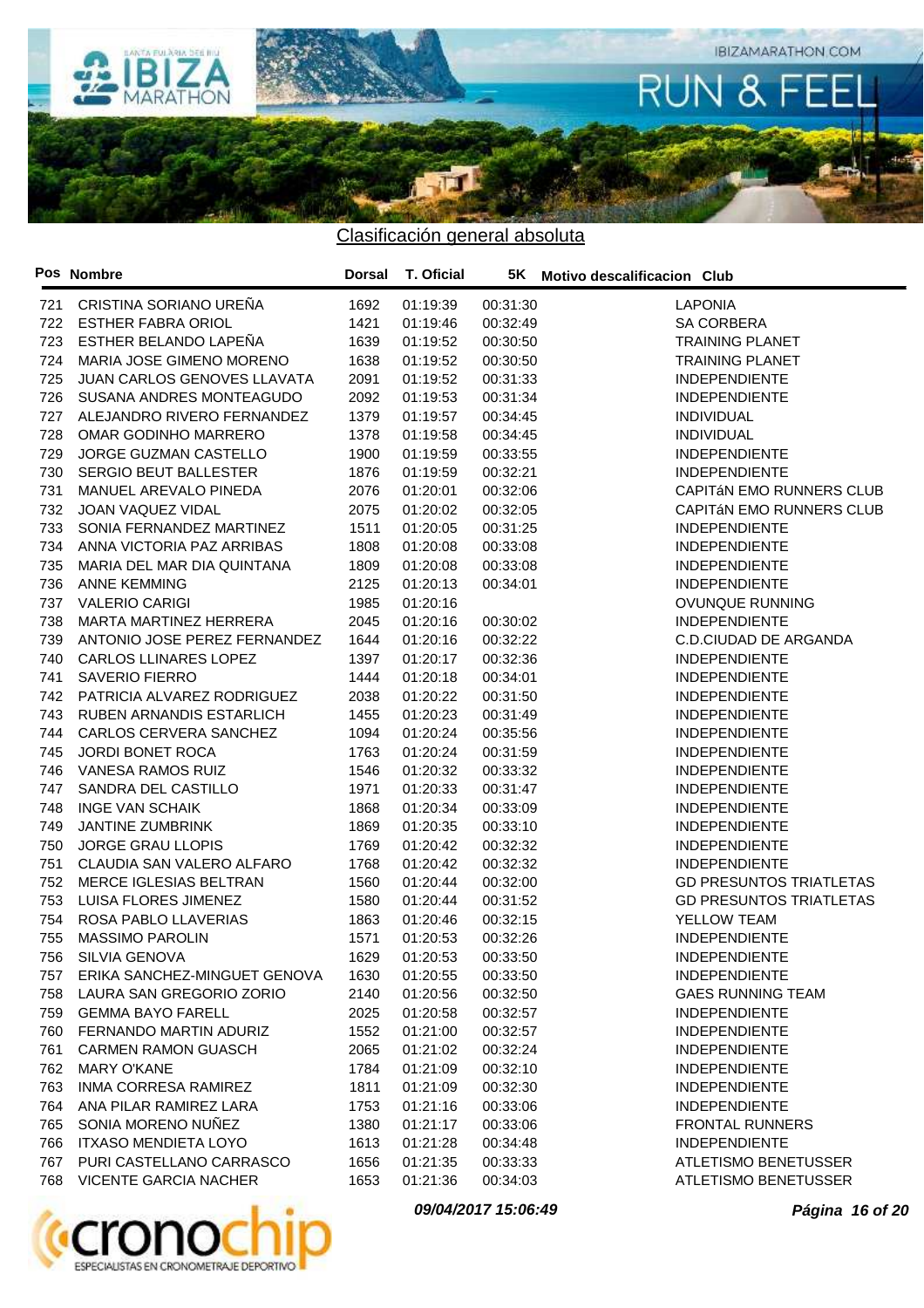## Clasificación general absoluta

| Pos | Nombre | Dorsal | T. Oficial | 5K | Motivo descalificacion | Club |
|---|---|---|---|---|---|---|
| 721 | CRISTINA SORIANO UREÑA | 1692 | 01:19:39 | 00:31:30 | | LAPONIA |
| 722 | ESTHER FABRA ORIOL | 1421 | 01:19:46 | 00:32:49 | | SA CORBERA |
| 723 | ESTHER BELANDO LAPEÑA | 1639 | 01:19:52 | 00:30:50 | | TRAINING PLANET |
| 724 | MARIA JOSE GIMENO MORENO | 1638 | 01:19:52 | 00:30:50 | | TRAINING PLANET |
| 725 | JUAN CARLOS GENOVES LLAVATA | 2091 | 01:19:52 | 00:31:33 | | INDEPENDIENTE |
| 726 | SUSANA ANDRES MONTEAGUDO | 2092 | 01:19:53 | 00:31:34 | | INDEPENDIENTE |
| 727 | ALEJANDRO RIVERO FERNANDEZ | 1379 | 01:19:57 | 00:34:45 | | INDIVIDUAL |
| 728 | OMAR GODINHO MARRERO | 1378 | 01:19:58 | 00:34:45 | | INDIVIDUAL |
| 729 | JORGE GUZMAN CASTELLO | 1900 | 01:19:59 | 00:33:55 | | INDEPENDIENTE |
| 730 | SERGIO BEUT BALLESTER | 1876 | 01:19:59 | 00:32:21 | | INDEPENDIENTE |
| 731 | MANUEL AREVALO PINEDA | 2076 | 01:20:01 | 00:32:06 | | CAPITáN EMO RUNNERS CLUB |
| 732 | JOAN VAQUEZ VIDAL | 2075 | 01:20:02 | 00:32:05 | | CAPITáN EMO RUNNERS CLUB |
| 733 | SONIA FERNANDEZ MARTINEZ | 1511 | 01:20:05 | 00:31:25 | | INDEPENDIENTE |
| 734 | ANNA VICTORIA PAZ ARRIBAS | 1808 | 01:20:08 | 00:33:08 | | INDEPENDIENTE |
| 735 | MARIA DEL MAR DIA QUINTANA | 1809 | 01:20:08 | 00:33:08 | | INDEPENDIENTE |
| 736 | ANNE KEMMING | 2125 | 01:20:13 | 00:34:01 | | INDEPENDIENTE |
| 737 | VALERIO CARIGI | 1985 | 01:20:16 | | | OVUNQUE RUNNING |
| 738 | MARTA MARTINEZ HERRERA | 2045 | 01:20:16 | 00:30:02 | | INDEPENDIENTE |
| 739 | ANTONIO JOSE PEREZ FERNANDEZ | 1644 | 01:20:16 | 00:32:22 | | C.D.CIUDAD DE ARGANDA |
| 740 | CARLOS LLINARES LOPEZ | 1397 | 01:20:17 | 00:32:36 | | INDEPENDIENTE |
| 741 | SAVERIO FIERRO | 1444 | 01:20:18 | 00:34:01 | | INDEPENDIENTE |
| 742 | PATRICIA ALVAREZ RODRIGUEZ | 2038 | 01:20:22 | 00:31:50 | | INDEPENDIENTE |
| 743 | RUBEN ARNANDIS ESTARLICH | 1455 | 01:20:23 | 00:31:49 | | INDEPENDIENTE |
| 744 | CARLOS CERVERA SANCHEZ | 1094 | 01:20:24 | 00:35:56 | | INDEPENDIENTE |
| 745 | JORDI BONET ROCA | 1763 | 01:20:24 | 00:31:59 | | INDEPENDIENTE |
| 746 | VANESA RAMOS RUIZ | 1546 | 01:20:32 | 00:33:32 | | INDEPENDIENTE |
| 747 | SANDRA DEL CASTILLO | 1971 | 01:20:33 | 00:31:47 | | INDEPENDIENTE |
| 748 | INGE VAN SCHAIK | 1868 | 01:20:34 | 00:33:09 | | INDEPENDIENTE |
| 749 | JANTINE ZUMBRINK | 1869 | 01:20:35 | 00:33:10 | | INDEPENDIENTE |
| 750 | JORGE GRAU LLOPIS | 1769 | 01:20:42 | 00:32:32 | | INDEPENDIENTE |
| 751 | CLAUDIA SAN VALERO ALFARO | 1768 | 01:20:42 | 00:32:32 | | INDEPENDIENTE |
| 752 | MERCE IGLESIAS BELTRAN | 1560 | 01:20:44 | 00:32:00 | | GD PRESUNTOS TRIATLETAS |
| 753 | LUISA FLORES JIMENEZ | 1580 | 01:20:44 | 00:31:52 | | GD PRESUNTOS TRIATLETAS |
| 754 | ROSA PABLO LLAVERIAS | 1863 | 01:20:46 | 00:32:15 | | YELLOW TEAM |
| 755 | MASSIMO PAROLIN | 1571 | 01:20:53 | 00:32:26 | | INDEPENDIENTE |
| 756 | SILVIA GENOVA | 1629 | 01:20:53 | 00:33:50 | | INDEPENDIENTE |
| 757 | ERIKA SANCHEZ-MINGUET GENOVA | 1630 | 01:20:55 | 00:33:50 | | INDEPENDIENTE |
| 758 | LAURA SAN GREGORIO ZORIO | 2140 | 01:20:56 | 00:32:50 | | GAES RUNNING TEAM |
| 759 | GEMMA BAYO FARELL | 2025 | 01:20:58 | 00:32:57 | | INDEPENDIENTE |
| 760 | FERNANDO MARTIN ADURIZ | 1552 | 01:21:00 | 00:32:57 | | INDEPENDIENTE |
| 761 | CARMEN RAMON GUASCH | 2065 | 01:21:02 | 00:32:24 | | INDEPENDIENTE |
| 762 | MARY O'KANE | 1784 | 01:21:09 | 00:32:10 | | INDEPENDIENTE |
| 763 | INMA CORRESA RAMIREZ | 1811 | 01:21:09 | 00:32:30 | | INDEPENDIENTE |
| 764 | ANA PILAR RAMIREZ LARA | 1753 | 01:21:16 | 00:33:06 | | INDEPENDIENTE |
| 765 | SONIA MORENO NUÑEZ | 1380 | 01:21:17 | 00:33:06 | | FRONTAL RUNNERS |
| 766 | ITXASO MENDIETA LOYO | 1613 | 01:21:28 | 00:34:48 | | INDEPENDIENTE |
| 767 | PURI CASTELLANO CARRASCO | 1656 | 01:21:35 | 00:33:33 | | ATLETISMO BENETUSSER |
| 768 | VICENTE GARCIA NACHER | 1653 | 01:21:36 | 00:34:03 | | ATLETISMO BENETUSSER |

*09/04/2017 15:06:49*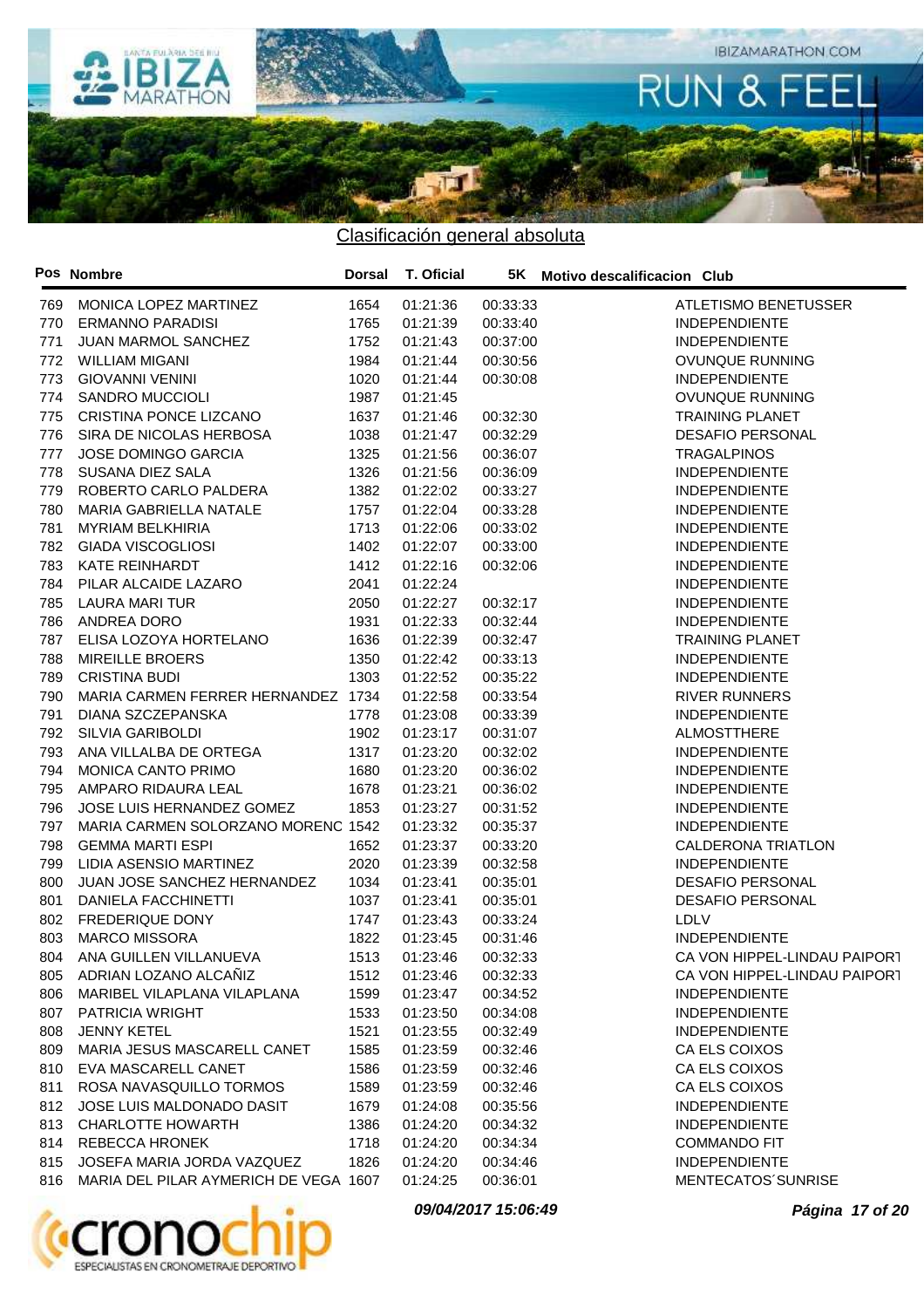## Clasificación general absoluta

| Pos | Nombre | Dorsal | T. Oficial | 5K | Motivo descalificacion | Club |
|---|---|---|---|---|---|---|
| 769 | MONICA LOPEZ MARTINEZ | 1654 | 01:21:36 | 00:33:33 | | ATLETISMO BENETUSSER |
| 770 | ERMANNO PARADISI | 1765 | 01:21:39 | 00:33:40 | | INDEPENDIENTE |
| 771 | JUAN MARMOL SANCHEZ | 1752 | 01:21:43 | 00:37:00 | | INDEPENDIENTE |
| 772 | WILLIAM MIGANI | 1984 | 01:21:44 | 00:30:56 | | OVUNQUE RUNNING |
| 773 | GIOVANNI VENINI | 1020 | 01:21:44 | 00:30:08 | | INDEPENDIENTE |
| 774 | SANDRO MUCCIOLI | 1987 | 01:21:45 | | | OVUNQUE RUNNING |
| 775 | CRISTINA PONCE LIZCANO | 1637 | 01:21:46 | 00:32:30 | | TRAINING PLANET |
| 776 | SIRA DE NICOLAS HERBOSA | 1038 | 01:21:47 | 00:32:29 | | DESAFIO PERSONAL |
| 777 | JOSE DOMINGO GARCIA | 1325 | 01:21:56 | 00:36:07 | | TRAGALPINOS |
| 778 | SUSANA DIEZ SALA | 1326 | 01:21:56 | 00:36:09 | | INDEPENDIENTE |
| 779 | ROBERTO CARLO PALDERA | 1382 | 01:22:02 | 00:33:27 | | INDEPENDIENTE |
| 780 | MARIA GABRIELLA NATALE | 1757 | 01:22:04 | 00:33:28 | | INDEPENDIENTE |
| 781 | MYRIAM BELKHIRIA | 1713 | 01:22:06 | 00:33:02 | | INDEPENDIENTE |
| 782 | GIADA VISCOGLIOSI | 1402 | 01:22:07 | 00:33:00 | | INDEPENDIENTE |
| 783 | KATE REINHARDT | 1412 | 01:22:16 | 00:32:06 | | INDEPENDIENTE |
| 784 | PILAR ALCAIDE LAZARO | 2041 | 01:22:24 | | | INDEPENDIENTE |
| 785 | LAURA MARI TUR | 2050 | 01:22:27 | 00:32:17 | | INDEPENDIENTE |
| 786 | ANDREA DORO | 1931 | 01:22:33 | 00:32:44 | | INDEPENDIENTE |
| 787 | ELISA LOZOYA HORTELANO | 1636 | 01:22:39 | 00:32:47 | | TRAINING PLANET |
| 788 | MIREILLE BROERS | 1350 | 01:22:42 | 00:33:13 | | INDEPENDIENTE |
| 789 | CRISTINA BUDI | 1303 | 01:22:52 | 00:35:22 | | INDEPENDIENTE |
| 790 | MARIA CARMEN FERRER HERNANDEZ | 1734 | 01:22:58 | 00:33:54 | | RIVER RUNNERS |
| 791 | DIANA SZCZEPANSKA | 1778 | 01:23:08 | 00:33:39 | | INDEPENDIENTE |
| 792 | SILVIA GARIBOLDI | 1902 | 01:23:17 | 00:31:07 | | ALMOSTTHERE |
| 793 | ANA VILLALBA DE ORTEGA | 1317 | 01:23:20 | 00:32:02 | | INDEPENDIENTE |
| 794 | MONICA CANTO PRIMO | 1680 | 01:23:20 | 00:36:02 | | INDEPENDIENTE |
| 795 | AMPARO RIDAURA LEAL | 1678 | 01:23:21 | 00:36:02 | | INDEPENDIENTE |
| 796 | JOSE LUIS HERNANDEZ GOMEZ | 1853 | 01:23:27 | 00:31:52 | | INDEPENDIENTE |
| 797 | MARIA CARMEN SOLORZANO MORENC | 1542 | 01:23:32 | 00:35:37 | | INDEPENDIENTE |
| 798 | GEMMA MARTI ESPI | 1652 | 01:23:37 | 00:33:20 | | CALDERONA TRIATLON |
| 799 | LIDIA ASENSIO MARTINEZ | 2020 | 01:23:39 | 00:32:58 | | INDEPENDIENTE |
| 800 | JUAN JOSE SANCHEZ HERNANDEZ | 1034 | 01:23:41 | 00:35:01 | | DESAFIO PERSONAL |
| 801 | DANIELA FACCHINETTI | 1037 | 01:23:41 | 00:35:01 | | DESAFIO PERSONAL |
| 802 | FREDERIQUE DONY | 1747 | 01:23:43 | 00:33:24 | | LDLV |
| 803 | MARCO MISSORA | 1822 | 01:23:45 | 00:31:46 | | INDEPENDIENTE |
| 804 | ANA GUILLEN VILLANUEVA | 1513 | 01:23:46 | 00:32:33 | | CA VON HIPPEL-LINDAU PAIPORT |
| 805 | ADRIAN LOZANO ALCAÑIZ | 1512 | 01:23:46 | 00:32:33 | | CA VON HIPPEL-LINDAU PAIPORT |
| 806 | MARIBEL VILAPLANA VILAPLANA | 1599 | 01:23:47 | 00:34:52 | | INDEPENDIENTE |
| 807 | PATRICIA WRIGHT | 1533 | 01:23:50 | 00:34:08 | | INDEPENDIENTE |
| 808 | JENNY KETEL | 1521 | 01:23:55 | 00:32:49 | | INDEPENDIENTE |
| 809 | MARIA JESUS MASCARELL CANET | 1585 | 01:23:59 | 00:32:46 | | CA ELS COIXOS |
| 810 | EVA MASCARELL CANET | 1586 | 01:23:59 | 00:32:46 | | CA ELS COIXOS |
| 811 | ROSA NAVASQUILLO TORMOS | 1589 | 01:23:59 | 00:32:46 | | CA ELS COIXOS |
| 812 | JOSE LUIS MALDONADO DASIT | 1679 | 01:24:08 | 00:35:56 | | INDEPENDIENTE |
| 813 | CHARLOTTE HOWARTH | 1386 | 01:24:20 | 00:34:32 | | INDEPENDIENTE |
| 814 | REBECCA HRONEK | 1718 | 01:24:20 | 00:34:34 | | COMMANDO FIT |
| 815 | JOSEFA MARIA JORDA VAZQUEZ | 1826 | 01:24:20 | 00:34:46 | | INDEPENDIENTE |
| 816 | MARIA DEL PILAR AYMERICH DE VEGA | 1607 | 01:24:25 | 00:36:01 | | MENTECATOS´SUNRISE |

*09/04/2017 15:06:49*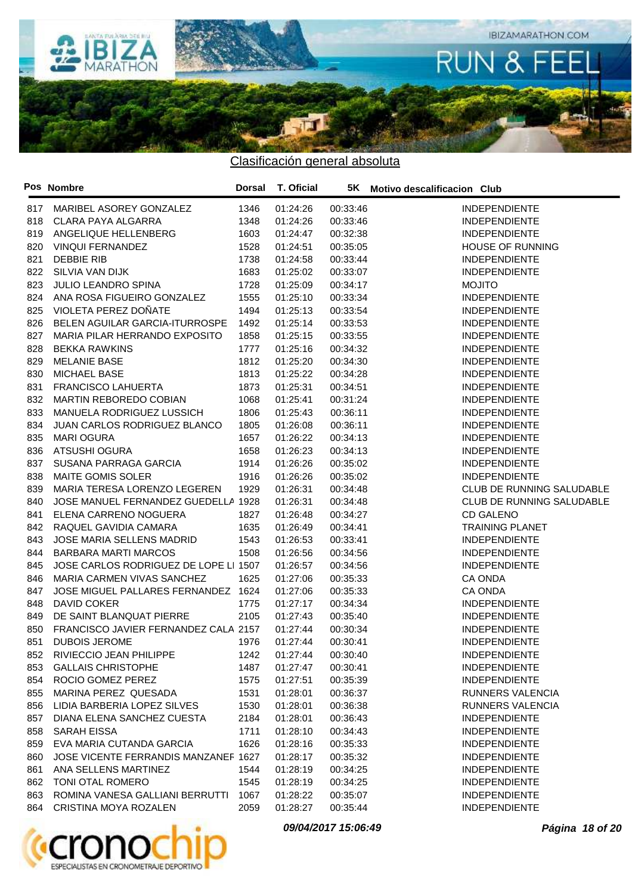## Clasificación general absoluta

| Pos | Nombre | Dorsal | T. Oficial | 5K | Motivo descalificacion | Club |
|---|---|---|---|---|---|---|
| 817 | MARIBEL ASOREY GONZALEZ | 1346 | 01:24:26 | 00:33:46 | | INDEPENDIENTE |
| 818 | CLARA PAYA ALGARRA | 1348 | 01:24:26 | 00:33:46 | | INDEPENDIENTE |
| 819 | ANGELIQUE HELLENBERG | 1603 | 01:24:47 | 00:32:38 | | INDEPENDIENTE |
| 820 | VINQUI FERNANDEZ | 1528 | 01:24:51 | 00:35:05 | | HOUSE OF RUNNING |
| 821 | DEBBIE RIB | 1738 | 01:24:58 | 00:33:44 | | INDEPENDIENTE |
| 822 | SILVIA VAN DIJK | 1683 | 01:25:02 | 00:33:07 | | INDEPENDIENTE |
| 823 | JULIO LEANDRO SPINA | 1728 | 01:25:09 | 00:34:17 | | MOJITO |
| 824 | ANA ROSA FIGUEIRO GONZALEZ | 1555 | 01:25:10 | 00:33:34 | | INDEPENDIENTE |
| 825 | VIOLETA PEREZ DOÑATE | 1494 | 01:25:13 | 00:33:54 | | INDEPENDIENTE |
| 826 | BELEN AGUILAR GARCIA-ITURROSPE | 1492 | 01:25:14 | 00:33:53 | | INDEPENDIENTE |
| 827 | MARIA PILAR HERRANDO EXPOSITO | 1858 | 01:25:15 | 00:33:55 | | INDEPENDIENTE |
| 828 | BEKKA RAWKINS | 1777 | 01:25:16 | 00:34:32 | | INDEPENDIENTE |
| 829 | MELANIE BASE | 1812 | 01:25:20 | 00:34:30 | | INDEPENDIENTE |
| 830 | MICHAEL BASE | 1813 | 01:25:22 | 00:34:28 | | INDEPENDIENTE |
| 831 | FRANCISCO LAHUERTA | 1873 | 01:25:31 | 00:34:51 | | INDEPENDIENTE |
| 832 | MARTIN REBOREDO COBIAN | 1068 | 01:25:41 | 00:31:24 | | INDEPENDIENTE |
| 833 | MANUELA RODRIGUEZ LUSSICH | 1806 | 01:25:43 | 00:36:11 | | INDEPENDIENTE |
| 834 | JUAN CARLOS RODRIGUEZ BLANCO | 1805 | 01:26:08 | 00:36:11 | | INDEPENDIENTE |
| 835 | MARI OGURA | 1657 | 01:26:22 | 00:34:13 | | INDEPENDIENTE |
| 836 | ATSUSHI OGURA | 1658 | 01:26:23 | 00:34:13 | | INDEPENDIENTE |
| 837 | SUSANA PARRAGA GARCIA | 1914 | 01:26:26 | 00:35:02 | | INDEPENDIENTE |
| 838 | MAITE GOMIS SOLER | 1916 | 01:26:26 | 00:35:02 | | INDEPENDIENTE |
| 839 | MARIA TERESA LORENZO LEGEREN | 1929 | 01:26:31 | 00:34:48 | | CLUB DE RUNNING SALUDABLE |
| 840 | JOSE MANUEL FERNANDEZ GUEDELLA | 1928 | 01:26:31 | 00:34:48 | | CLUB DE RUNNING SALUDABLE |
| 841 | ELENA CARRENO NOGUERA | 1827 | 01:26:48 | 00:34:27 | | CD GALENO |
| 842 | RAQUEL GAVIDIA CAMARA | 1635 | 01:26:49 | 00:34:41 | | TRAINING PLANET |
| 843 | JOSE MARIA SELLENS MADRID | 1543 | 01:26:53 | 00:33:41 | | INDEPENDIENTE |
| 844 | BARBARA MARTI MARCOS | 1508 | 01:26:56 | 00:34:56 | | INDEPENDIENTE |
| 845 | JOSE CARLOS RODRIGUEZ DE LOPE LI | 1507 | 01:26:57 | 00:34:56 | | INDEPENDIENTE |
| 846 | MARIA CARMEN VIVAS SANCHEZ | 1625 | 01:27:06 | 00:35:33 | | CA ONDA |
| 847 | JOSE MIGUEL PALLARES FERNANDEZ | 1624 | 01:27:06 | 00:35:33 | | CA ONDA |
| 848 | DAVID COKER | 1775 | 01:27:17 | 00:34:34 | | INDEPENDIENTE |
| 849 | DE SAINT BLANQUAT PIERRE | 2105 | 01:27:43 | 00:35:40 | | INDEPENDIENTE |
| 850 | FRANCISCO JAVIER FERNANDEZ CALA | 2157 | 01:27:44 | 00:30:34 | | INDEPENDIENTE |
| 851 | DUBOIS JEROME | 1976 | 01:27:44 | 00:30:41 | | INDEPENDIENTE |
| 852 | RIVIECCIO JEAN PHILIPPE | 1242 | 01:27:44 | 00:30:40 | | INDEPENDIENTE |
| 853 | GALLAIS CHRISTOPHE | 1487 | 01:27:47 | 00:30:41 | | INDEPENDIENTE |
| 854 | ROCIO GOMEZ PEREZ | 1575 | 01:27:51 | 00:35:39 | | INDEPENDIENTE |
| 855 | MARINA PEREZ QUESADA | 1531 | 01:28:01 | 00:36:37 | | RUNNERS VALENCIA |
| 856 | LIDIA BARBERIA LOPEZ SILVES | 1530 | 01:28:01 | 00:36:38 | | RUNNERS VALENCIA |
| 857 | DIANA ELENA SANCHEZ CUESTA | 2184 | 01:28:01 | 00:36:43 | | INDEPENDIENTE |
| 858 | SARAH EISSA | 1711 | 01:28:10 | 00:34:43 | | INDEPENDIENTE |
| 859 | EVA MARIA CUTANDA GARCIA | 1626 | 01:28:16 | 00:35:33 | | INDEPENDIENTE |
| 860 | JOSE VICENTE FERRANDIS MANZANEF | 1627 | 01:28:17 | 00:35:32 | | INDEPENDIENTE |
| 861 | ANA SELLENS MARTINEZ | 1544 | 01:28:19 | 00:34:25 | | INDEPENDIENTE |
| 862 | TONI OTAL ROMERO | 1545 | 01:28:19 | 00:34:25 | | INDEPENDIENTE |
| 863 | ROMINA VANESA GALLIANI BERRUTTI | 1067 | 01:28:22 | 00:35:07 | | INDEPENDIENTE |
| 864 | CRISTINA MOYA ROZALEN | 2059 | 01:28:27 | 00:35:44 | | INDEPENDIENTE |

***09/04/2017 15:06:49***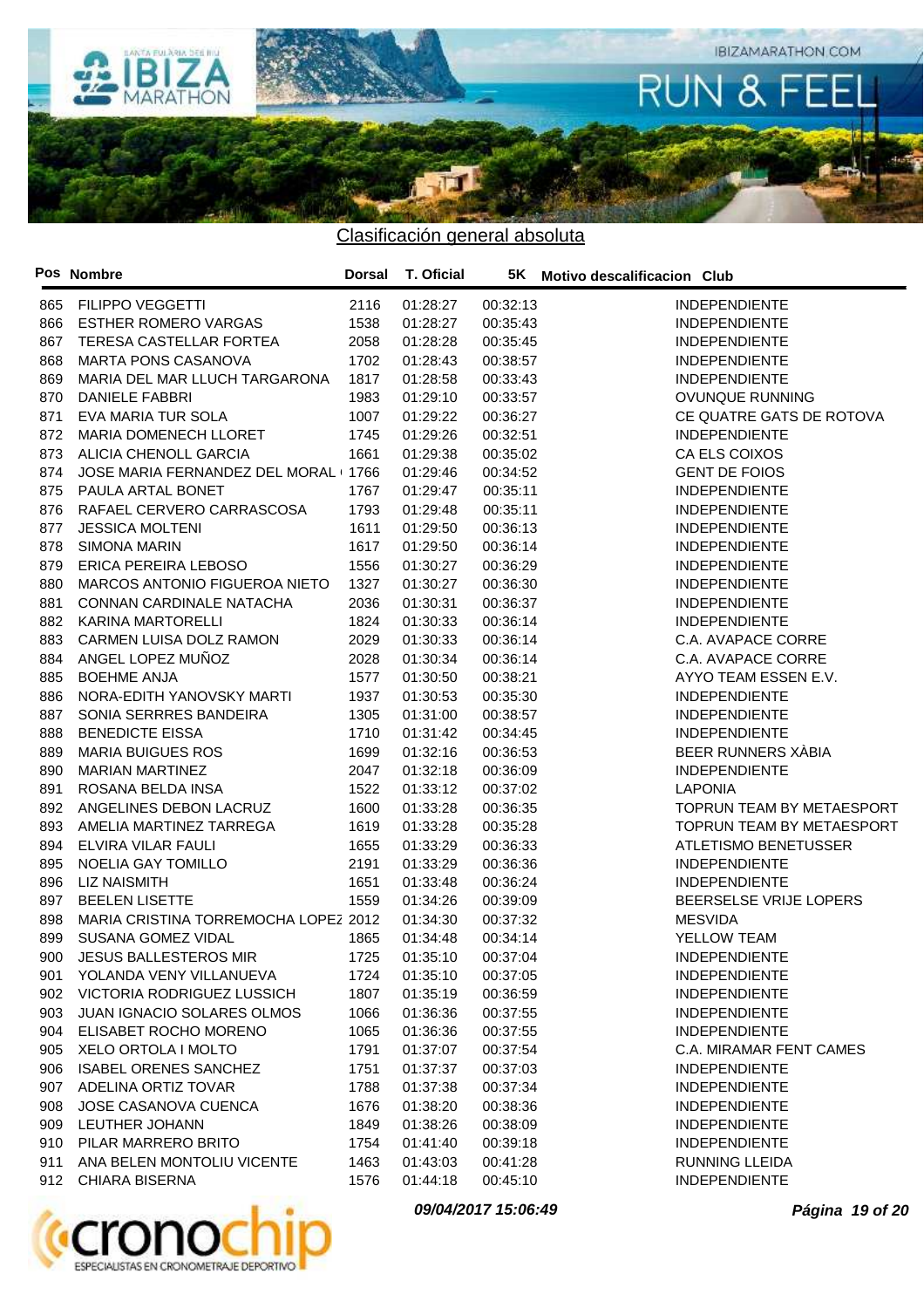## Clasificación general absoluta

| Pos | Nombre | Dorsal | T. Oficial | 5K | Motivo descalificacion | Club |
|---|---|---|---|---|---|---|
| 865 | FILIPPO VEGGETTI | 2116 | 01:28:27 | 00:32:13 | | INDEPENDIENTE |
| 866 | ESTHER ROMERO VARGAS | 1538 | 01:28:27 | 00:35:43 | | INDEPENDIENTE |
| 867 | TERESA CASTELLAR FORTEA | 2058 | 01:28:28 | 00:35:45 | | INDEPENDIENTE |
| 868 | MARTA PONS CASANOVA | 1702 | 01:28:43 | 00:38:57 | | INDEPENDIENTE |
| 869 | MARIA DEL MAR LLUCH TARGARONA | 1817 | 01:28:58 | 00:33:43 | | INDEPENDIENTE |
| 870 | DANIELE FABBRI | 1983 | 01:29:10 | 00:33:57 | | OVUNQUE RUNNING |
| 871 | EVA MARIA TUR SOLA | 1007 | 01:29:22 | 00:36:27 | | CE QUATRE GATS DE ROTOVA |
| 872 | MARIA DOMENECH LLORET | 1745 | 01:29:26 | 00:32:51 | | INDEPENDIENTE |
| 873 | ALICIA CHENOLL GARCIA | 1661 | 01:29:38 | 00:35:02 | | CA ELS COIXOS |
| 874 | JOSE MARIA FERNANDEZ DEL MORAL | 1766 | 01:29:46 | 00:34:52 | | GENT DE FOIOS |
| 875 | PAULA ARTAL BONET | 1767 | 01:29:47 | 00:35:11 | | INDEPENDIENTE |
| 876 | RAFAEL CERVERO CARRASCOSA | 1793 | 01:29:48 | 00:35:11 | | INDEPENDIENTE |
| 877 | JESSICA MOLTENI | 1611 | 01:29:50 | 00:36:13 | | INDEPENDIENTE |
| 878 | SIMONA MARIN | 1617 | 01:29:50 | 00:36:14 | | INDEPENDIENTE |
| 879 | ERICA PEREIRA LEBOSO | 1556 | 01:30:27 | 00:36:29 | | INDEPENDIENTE |
| 880 | MARCOS ANTONIO FIGUEROA NIETO | 1327 | 01:30:27 | 00:36:30 | | INDEPENDIENTE |
| 881 | CONNAN CARDINALE NATACHA | 2036 | 01:30:31 | 00:36:37 | | INDEPENDIENTE |
| 882 | KARINA MARTORELLI | 1824 | 01:30:33 | 00:36:14 | | INDEPENDIENTE |
| 883 | CARMEN LUISA DOLZ RAMON | 2029 | 01:30:33 | 00:36:14 | | C.A. AVAPACE CORRE |
| 884 | ANGEL LOPEZ MUÑOZ | 2028 | 01:30:34 | 00:36:14 | | C.A. AVAPACE CORRE |
| 885 | BOEHME ANJA | 1577 | 01:30:50 | 00:38:21 | | AYYO TEAM ESSEN E.V. |
| 886 | NORA-EDITH YANOVSKY MARTI | 1937 | 01:30:53 | 00:35:30 | | INDEPENDIENTE |
| 887 | SONIA SERRRES BANDEIRA | 1305 | 01:31:00 | 00:38:57 | | INDEPENDIENTE |
| 888 | BENEDICTE EISSA | 1710 | 01:31:42 | 00:34:45 | | INDEPENDIENTE |
| 889 | MARIA BUIGUES ROS | 1699 | 01:32:16 | 00:36:53 | | BEER RUNNERS XÀBIA |
| 890 | MARIAN MARTINEZ | 2047 | 01:32:18 | 00:36:09 | | INDEPENDIENTE |
| 891 | ROSANA BELDA INSA | 1522 | 01:33:12 | 00:37:02 | | LAPONIA |
| 892 | ANGELINES DEBON LACRUZ | 1600 | 01:33:28 | 00:36:35 | | TOPRUN TEAM BY METAESPORT |
| 893 | AMELIA MARTINEZ TARREGA | 1619 | 01:33:28 | 00:35:28 | | TOPRUN TEAM BY METAESPORT |
| 894 | ELVIRA VILAR FAULI | 1655 | 01:33:29 | 00:36:33 | | ATLETISMO BENETUSSER |
| 895 | NOELIA GAY TOMILLO | 2191 | 01:33:29 | 00:36:36 | | INDEPENDIENTE |
| 896 | LIZ NAISMITH | 1651 | 01:33:48 | 00:36:24 | | INDEPENDIENTE |
| 897 | BEELEN LISETTE | 1559 | 01:34:26 | 00:39:09 | | BEERSELSE VRIJE LOPERS |
| 898 | MARIA CRISTINA TORREMOCHA LOPEZ | 2012 | 01:34:30 | 00:37:32 | | MESVIDA |
| 899 | SUSANA GOMEZ VIDAL | 1865 | 01:34:48 | 00:34:14 | | YELLOW TEAM |
| 900 | JESUS BALLESTEROS MIR | 1725 | 01:35:10 | 00:37:04 | | INDEPENDIENTE |
| 901 | YOLANDA VENY VILLANUEVA | 1724 | 01:35:10 | 00:37:05 | | INDEPENDIENTE |
| 902 | VICTORIA RODRIGUEZ LUSSICH | 1807 | 01:35:19 | 00:36:59 | | INDEPENDIENTE |
| 903 | JUAN IGNACIO SOLARES OLMOS | 1066 | 01:36:36 | 00:37:55 | | INDEPENDIENTE |
| 904 | ELISABET ROCHO MORENO | 1065 | 01:36:36 | 00:37:55 | | INDEPENDIENTE |
| 905 | XELO ORTOLA I MOLTO | 1791 | 01:37:07 | 00:37:54 | | C.A. MIRAMAR FENT CAMES |
| 906 | ISABEL ORENES SANCHEZ | 1751 | 01:37:37 | 00:37:03 | | INDEPENDIENTE |
| 907 | ADELINA ORTIZ TOVAR | 1788 | 01:37:38 | 00:37:34 | | INDEPENDIENTE |
| 908 | JOSE CASANOVA CUENCA | 1676 | 01:38:20 | 00:38:36 | | INDEPENDIENTE |
| 909 | LEUTHER JOHANN | 1849 | 01:38:26 | 00:38:09 | | INDEPENDIENTE |
| 910 | PILAR MARRERO BRITO | 1754 | 01:41:40 | 00:39:18 | | INDEPENDIENTE |
| 911 | ANA BELEN MONTOLIU VICENTE | 1463 | 01:43:03 | 00:41:28 | | RUNNING LLEIDA |
| 912 | CHIARA BISERNA | 1576 | 01:44:18 | 00:45:10 | | INDEPENDIENTE |

*09/04/2017 15:06:49*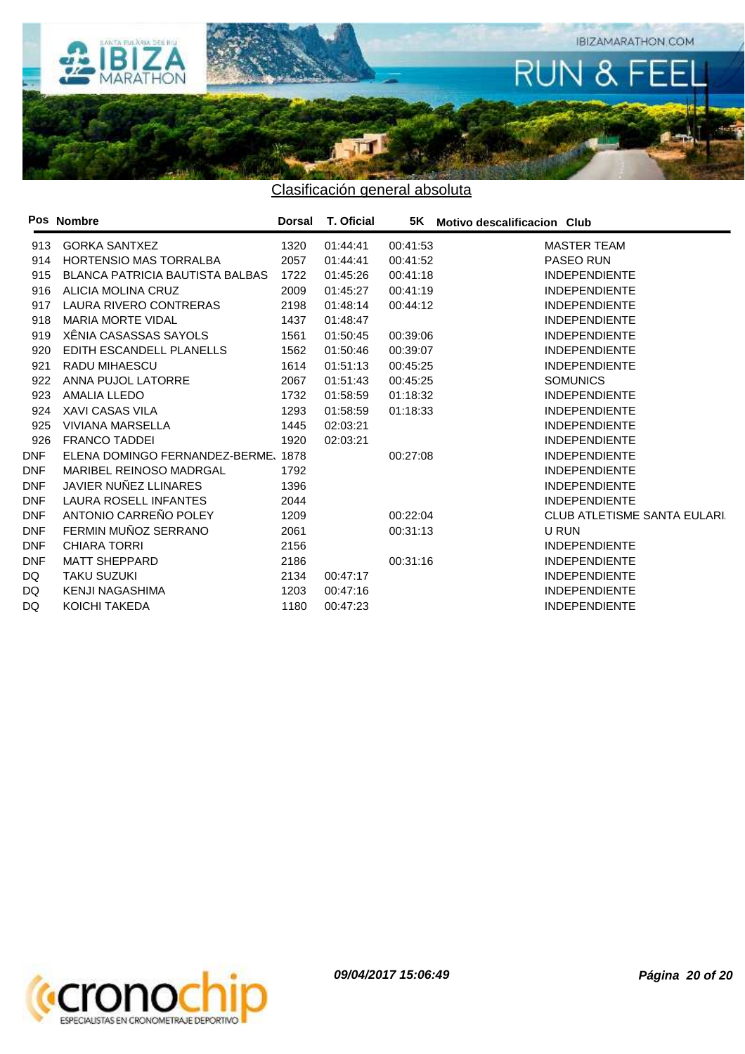## Clasificación general absoluta

| Pos | Nombre | Dorsal | T. Oficial | 5K | Motivo descalificacion | Club |
|---|---|---|---|---|---|---|
| 913 | GORKA SANTXEZ | 1320 | 01:44:41 | 00:41:53 | | MASTER TEAM |
| 914 | HORTENSIO MAS TORRALBA | 2057 | 01:44:41 | 00:41:52 | | PASEO RUN |
| 915 | BLANCA PATRICIA BAUTISTA BALBAS | 1722 | 01:45:26 | 00:41:18 | | INDEPENDIENTE |
| 916 | ALICIA MOLINA CRUZ | 2009 | 01:45:27 | 00:41:19 | | INDEPENDIENTE |
| 917 | LAURA RIVERO CONTRERAS | 2198 | 01:48:14 | 00:44:12 | | INDEPENDIENTE |
| 918 | MARIA MORTE VIDAL | 1437 | 01:48:47 | | | INDEPENDIENTE |
| 919 | XÊNIA CASASSAS SAYOLS | 1561 | 01:50:45 | 00:39:06 | | INDEPENDIENTE |
| 920 | EDITH ESCANDELL PLANELLS | 1562 | 01:50:46 | 00:39:07 | | INDEPENDIENTE |
| 921 | RADU MIHAESCU | 1614 | 01:51:13 | 00:45:25 | | INDEPENDIENTE |
| 922 | ANNA PUJOL LATORRE | 2067 | 01:51:43 | 00:45:25 | | SOMUNICS |
| 923 | AMALIA LLEDO | 1732 | 01:58:59 | 01:18:32 | | INDEPENDIENTE |
| 924 | XAVI CASAS VILA | 1293 | 01:58:59 | 01:18:33 | | INDEPENDIENTE |
| 925 | VIVIANA MARSELLA | 1445 | 02:03:21 | | | INDEPENDIENTE |
| 926 | FRANCO TADDEI | 1920 | 02:03:21 | | | INDEPENDIENTE |
| DNF | ELENA DOMINGO FERNANDEZ-BERME. | 1878 | | 00:27:08 | | INDEPENDIENTE |
| DNF | MARIBEL REINOSO MADRGAL | 1792 | | | | INDEPENDIENTE |
| DNF | JAVIER NUÑEZ LLINARES | 1396 | | | | INDEPENDIENTE |
| DNF | LAURA ROSELL INFANTES | 2044 | | | | INDEPENDIENTE |
| DNF | ANTONIO CARREÑO POLEY | 1209 | | 00:22:04 | | CLUB ATLETISME SANTA EULARI. |
| DNF | FERMIN MUÑOZ SERRANO | 2061 | | 00:31:13 | | U RUN |
| DNF | CHIARA TORRI | 2156 | | | | INDEPENDIENTE |
| DNF | MATT SHEPPARD | 2186 | | 00:31:16 | | INDEPENDIENTE |
| DQ | TAKU SUZUKI | 2134 | 00:47:17 | | | INDEPENDIENTE |
| DQ | KENJI NAGASHIMA | 1203 | 00:47:16 | | | INDEPENDIENTE |
| DQ | KOICHI TAKEDA | 1180 | 00:47:23 | | | INDEPENDIENTE |

*09/04/2017 15:06:49*